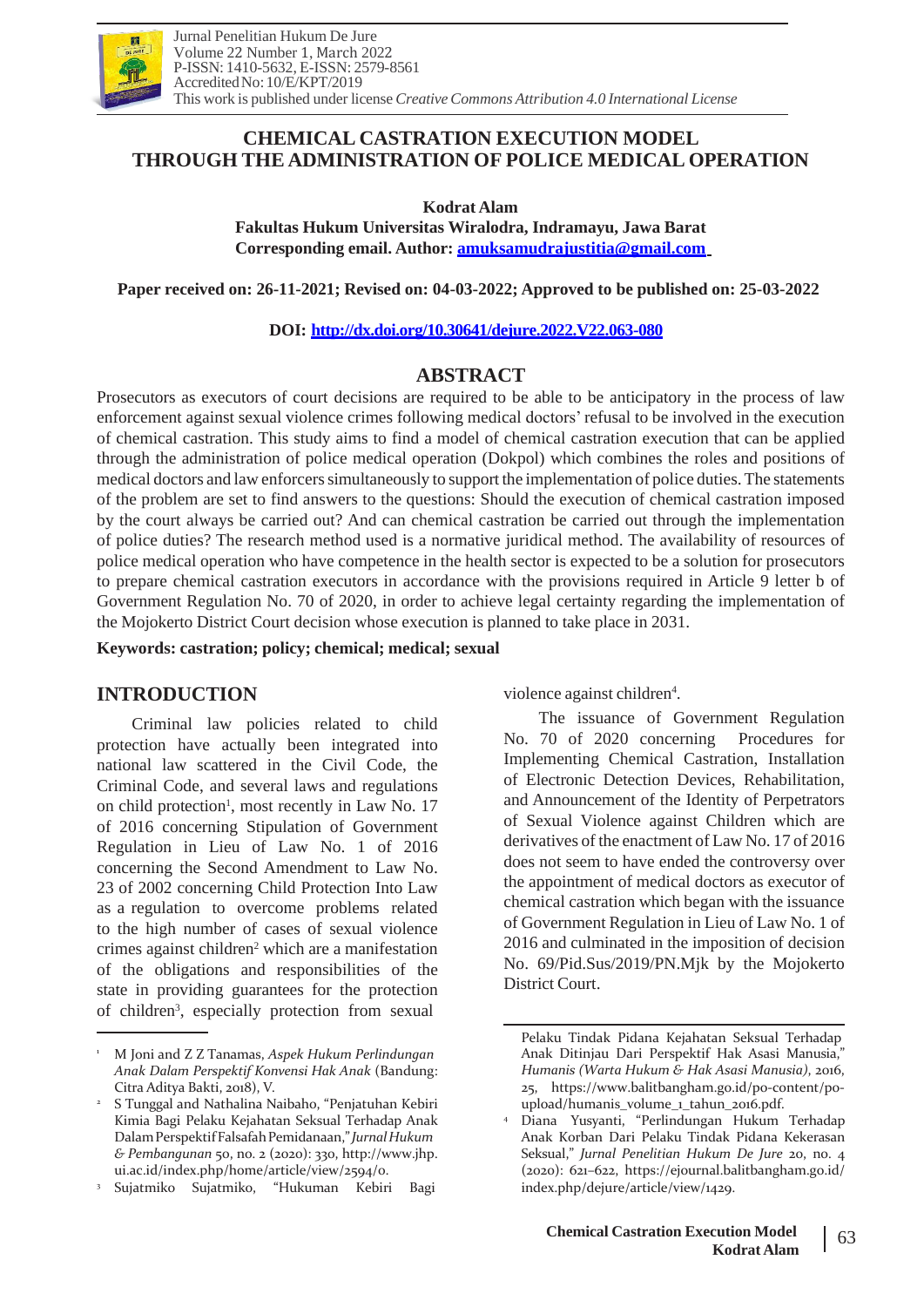Jurnal Penelitian Hukum De Jure
Volume 22 Number 1, March 2022
P-ISSN: 1410-5632, E-ISSN: 2579-8561
Accredited No: 10/E/KPT/2019
This work is published under license *Creative Commons Attribution 4.0 International License*

# CHEMICAL CASTRATION EXECUTION MODEL THROUGH THE ADMINISTRATION OF POLICE MEDICAL OPERATION

**Kodrat Alam**

**Fakultas Hukum Universitas Wiralodra, Indramayu, Jawa Barat**

**Corresponding email. Author: amuksamudrajustitia@gmail.com**

**Paper received on: 26-11-2021; Revised on: 04-03-2022; Approved to be published on: 25-03-2022**

**DOI: http://dx.doi.org/10.30641/dejure.2022.V22.063-080**

## ABSTRACT

Prosecutors as executors of court decisions are required to be able to be anticipatory in the process of law enforcement against sexual violence crimes following medical doctors' refusal to be involved in the execution of chemical castration. This study aims to find a model of chemical castration execution that can be applied through the administration of police medical operation (Dokpol) which combines the roles and positions of medical doctors and law enforcers simultaneously to support the implementation of police duties. The statements of the problem are set to find answers to the questions: Should the execution of chemical castration imposed by the court always be carried out? And can chemical castration be carried out through the implementation of police duties? The research method used is a normative juridical method. The availability of resources of police medical operation who have competence in the health sector is expected to be a solution for prosecutors to prepare chemical castration executors in accordance with the provisions required in Article 9 letter b of Government Regulation No. 70 of 2020, in order to achieve legal certainty regarding the implementation of the Mojokerto District Court decision whose execution is planned to take place in 2031.

**Keywords: castration; policy; chemical; medical; sexual**

## INTRODUCTION

Criminal law policies related to child protection have actually been integrated into national law scattered in the Civil Code, the Criminal Code, and several laws and regulations on child protection[1], most recently in Law No. 17 of 2016 concerning Stipulation of Government Regulation in Lieu of Law No. 1 of 2016 concerning the Second Amendment to Law No. 23 of 2002 concerning Child Protection Into Law as a regulation to overcome problems related to the high number of cases of sexual violence crimes against children[2] which are a manifestation of the obligations and responsibilities of the state in providing guarantees for the protection of children[3], especially protection from sexual violence against children[4].

The issuance of Government Regulation No. 70 of 2020 concerning Procedures for Implementing Chemical Castration, Installation of Electronic Detection Devices, Rehabilitation, and Announcement of the Identity of Perpetrators of Sexual Violence against Children which are derivatives of the enactment of Law No. 17 of 2016 does not seem to have ended the controversy over the appointment of medical doctors as executor of chemical castration which began with the issuance of Government Regulation in Lieu of Law No. 1 of 2016 and culminated in the imposition of decision No. 69/Pid.Sus/2019/PN.Mjk by the Mojokerto District Court.

---

[1] M Joni and Z Z Tanamas, *Aspek Hukum Perlindungan Anak Dalam Perspektif Konvensi Hak Anak* (Bandung: Citra Aditya Bakti, 2018), V.

[2] S Tunggal and Nathalina Naibaho, "Penjatuhan Kebiri Kimia Bagi Pelaku Kejahatan Seksual Terhadap Anak Dalam Perspektif Falsafah Pemidanaan," *Jurnal Hukum & Pembangunan* 50, no. 2 (2020): 330, http://www.jhp.ui.ac.id/index.php/home/article/view/2594/0.

[3] Sujatmiko Sujatmiko, "Hukuman Kebiri Bagi Pelaku Tindak Pidana Kejahatan Seksual Terhadap Anak Ditinjau Dari Perspektif Hak Asasi Manusia," *Humanis (Warta Hukum & Hak Asasi Manusia)*, 2016, 25, https://www.balitbangham.go.id/po-content/po-upload/humanis_volume_1_tahun_2016.pdf.

[4] Diana Yusyanti, "Perlindungan Hukum Terhadap Anak Korban Dari Pelaku Tindak Pidana Kekerasan Seksual," *Jurnal Penelitian Hukum De Jure* 20, no. 4 (2020): 621–622, https://ejournal.balitbangham.go.id/index.php/dejure/article/view/1429.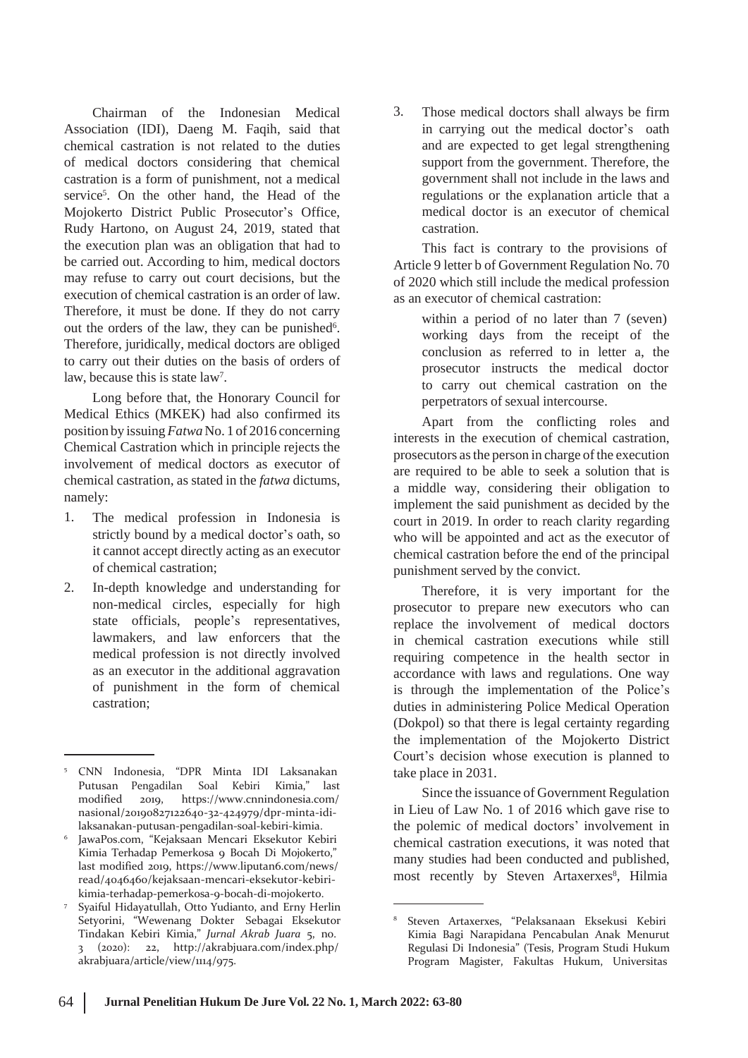Chairman of the Indonesian Medical Association (IDI), Daeng M. Faqih, said that chemical castration is not related to the duties of medical doctors considering that chemical castration is a form of punishment, not a medical service[5]. On the other hand, the Head of the Mojokerto District Public Prosecutor's Office, Rudy Hartono, on August 24, 2019, stated that the execution plan was an obligation that had to be carried out. According to him, medical doctors may refuse to carry out court decisions, but the execution of chemical castration is an order of law. Therefore, it must be done. If they do not carry out the orders of the law, they can be punished[6]. Therefore, juridically, medical doctors are obliged to carry out their duties on the basis of orders of law, because this is state law[7].

Long before that, the Honorary Council for Medical Ethics (MKEK) had also confirmed its position by issuing *Fatwa* No. 1 of 2016 concerning Chemical Castration which in principle rejects the involvement of medical doctors as executor of chemical castration, as stated in the *fatwa* dictums, namely:

1. The medical profession in Indonesia is strictly bound by a medical doctor's oath, so it cannot accept directly acting as an executor of chemical castration;
2. In-depth knowledge and understanding for non-medical circles, especially for high state officials, people's representatives, lawmakers, and law enforcers that the medical profession is not directly involved as an executor in the additional aggravation of punishment in the form of chemical castration;
3. Those medical doctors shall always be firm in carrying out the medical doctor's oath and are expected to get legal strengthening support from the government. Therefore, the government shall not include in the laws and regulations or the explanation article that a medical doctor is an executor of chemical castration.

This fact is contrary to the provisions of Article 9 letter b of Government Regulation No. 70 of 2020 which still include the medical profession as an executor of chemical castration:

> within a period of no later than 7 (seven) working days from the receipt of the conclusion as referred to in letter a, the prosecutor instructs the medical doctor to carry out chemical castration on the perpetrators of sexual intercourse.

Apart from the conflicting roles and interests in the execution of chemical castration, prosecutors as the person in charge of the execution are required to be able to seek a solution that is a middle way, considering their obligation to implement the said punishment as decided by the court in 2019. In order to reach clarity regarding who will be appointed and act as the executor of chemical castration before the end of the principal punishment served by the convict.

Therefore, it is very important for the prosecutor to prepare new executors who can replace the involvement of medical doctors in chemical castration executions while still requiring competence in the health sector in accordance with laws and regulations. One way is through the implementation of the Police's duties in administering Police Medical Operation (Dokpol) so that there is legal certainty regarding the implementation of the Mojokerto District Court's decision whose execution is planned to take place in 2031.

Since the issuance of Government Regulation in Lieu of Law No. 1 of 2016 which gave rise to the polemic of medical doctors' involvement in chemical castration executions, it was noted that many studies had been conducted and published, most recently by Steven Artaxerxes[8], Hilmia

---

[5] CNN Indonesia, "DPR Minta IDI Laksanakan Putusan Pengadilan Soal Kebiri Kimia," last modified 2019, https://www.cnnindonesia.com/nasional/20190827122640-32-424979/dpr-minta-idi-laksanakan-putusan-pengadilan-soal-kebiri-kimia.

[6] JawaPos.com, "Kejaksaan Mencari Eksekutor Kebiri Kimia Terhadap Pemerkosa 9 Bocah Di Mojokerto," last modified 2019, https://www.liputan6.com/news/read/4046460/kejaksaan-mencari-eksekutor-kebiri-kimia-terhadap-pemerkosa-9-bocah-di-mojokerto.

[7] Syaiful Hidayatullah, Otto Yudianto, and Erny Herlin Setyorini, "Wewenang Dokter Sebagai Eksekutor Tindakan Kebiri Kimia," *Jurnal Akrab Juara* 5, no. 3 (2020): 22, http://akrabjuara.com/index.php/akrabjuara/article/view/1114/975.

[8] Steven Artaxerxes, "Pelaksanaan Eksekusi Kebiri Kimia Bagi Narapidana Pencabulan Anak Menurut Regulasi Di Indonesia" (Tesis, Program Studi Hukum Program Magister, Fakultas Hukum, Universitas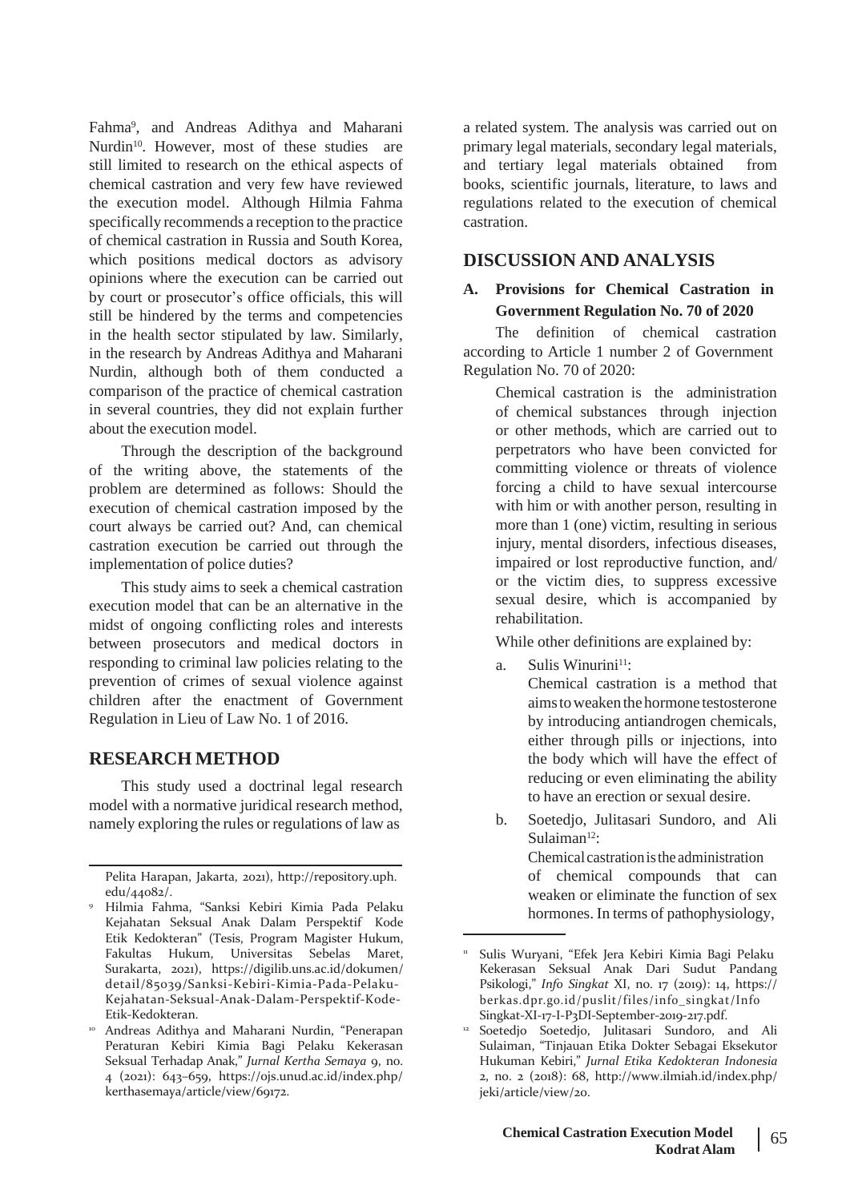Fahma[9], and Andreas Adithya and Maharani Nurdin[10]. However, most of these studies are still limited to research on the ethical aspects of chemical castration and very few have reviewed the execution model. Although Hilmia Fahma specifically recommends a reception to the practice of chemical castration in Russia and South Korea, which positions medical doctors as advisory opinions where the execution can be carried out by court or prosecutor's office officials, this will still be hindered by the terms and competencies in the health sector stipulated by law. Similarly, in the research by Andreas Adithya and Maharani Nurdin, although both of them conducted a comparison of the practice of chemical castration in several countries, they did not explain further about the execution model.

Through the description of the background of the writing above, the statements of the problem are determined as follows: Should the execution of chemical castration imposed by the court always be carried out? And, can chemical castration execution be carried out through the implementation of police duties?

This study aims to seek a chemical castration execution model that can be an alternative in the midst of ongoing conflicting roles and interests between prosecutors and medical doctors in responding to criminal law policies relating to the prevention of crimes of sexual violence against children after the enactment of Government Regulation in Lieu of Law No. 1 of 2016.

## RESEARCH METHOD

This study used a doctrinal legal research model with a normative juridical research method, namely exploring the rules or regulations of law as a related system. The analysis was carried out on primary legal materials, secondary legal materials, and tertiary legal materials obtained from books, scientific journals, literature, to laws and regulations related to the execution of chemical castration.

## DISCUSSION AND ANALYSIS

### A. Provisions for Chemical Castration in Government Regulation No. 70 of 2020

The definition of chemical castration according to Article 1 number 2 of Government Regulation No. 70 of 2020:

> Chemical castration is the administration of chemical substances through injection or other methods, which are carried out to perpetrators who have been convicted for committing violence or threats of violence forcing a child to have sexual intercourse with him or with another person, resulting in more than 1 (one) victim, resulting in serious injury, mental disorders, infectious diseases, impaired or lost reproductive function, and/or the victim dies, to suppress excessive sexual desire, which is accompanied by rehabilitation.

While other definitions are explained by:

a. Sulis Winurini[11]:
   Chemical castration is a method that aims to weaken the hormone testosterone by introducing antiandrogen chemicals, either through pills or injections, into the body which will have the effect of reducing or even eliminating the ability to have an erection or sexual desire.

b. Soetedjo, Julitasari Sundoro, and Ali Sulaiman[12]:
   Chemical castration is the administration of chemical compounds that can weaken or eliminate the function of sex hormones. In terms of pathophysiology,

---

Pelita Harapan, Jakarta, 2021), http://repository.uph.edu/44082/.

[9] Hilmia Fahma, "Sanksi Kebiri Kimia Pada Pelaku Kejahatan Seksual Anak Dalam Perspektif Kode Etik Kedokteran" (Tesis, Program Magister Hukum, Fakultas Hukum, Universitas Sebelas Maret, Surakarta, 2021), https://digilib.uns.ac.id/dokumen/detail/85039/Sanksi-Kebiri-Kimia-Pada-Pelaku-Kejahatan-Seksual-Anak-Dalam-Perspektif-Kode-Etik-Kedokteran.

[10] Andreas Adithya and Maharani Nurdin, "Penerapan Peraturan Kebiri Kimia Bagi Pelaku Kekerasan Seksual Terhadap Anak," *Jurnal Kertha Semaya* 9, no. 4 (2021): 643–659, https://ojs.unud.ac.id/index.php/kerthasemaya/article/view/69172.

[11] Sulis Wuryani, "Efek Jera Kebiri Kimia Bagi Pelaku Kekerasan Seksual Anak Dari Sudut Pandang Psikologi," *Info Singkat* XI, no. 17 (2019): 14, https://berkas.dpr.go.id/puslit/files/info_singkat/Info Singkat-XI-17-I-P3DI-September-2019-217.pdf.

[12] Soetedjo Soetedjo, Julitasari Sundoro, and Ali Sulaiman, "Tinjauan Etika Dokter Sebagai Eksekutor Hukuman Kebiri," *Jurnal Etika Kedokteran Indonesia* 2, no. 2 (2018): 68, http://www.ilmiah.id/index.php/jeki/article/view/20.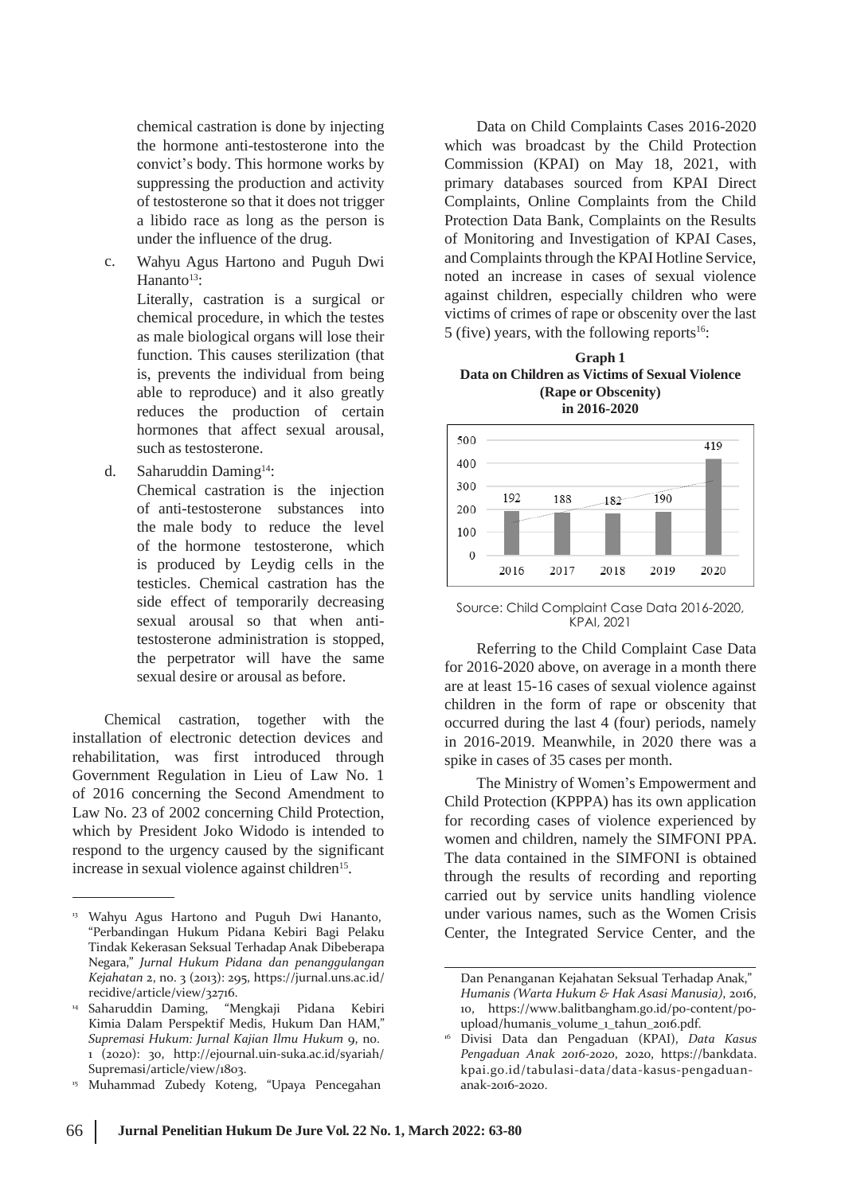chemical castration is done by injecting the hormone anti-testosterone into the convict's body. This hormone works by suppressing the production and activity of testosterone so that it does not trigger a libido race as long as the person is under the influence of the drug.

c. Wahyu Agus Hartono and Puguh Dwi Hananto[13]:

   Literally, castration is a surgical or chemical procedure, in which the testes as male biological organs will lose their function. This causes sterilization (that is, prevents the individual from being able to reproduce) and it also greatly reduces the production of certain hormones that affect sexual arousal, such as testosterone.

d. Saharuddin Daming[14]:

   Chemical castration is the injection of anti-testosterone substances into the male body to reduce the level of the hormone testosterone, which is produced by Leydig cells in the testicles. Chemical castration has the side effect of temporarily decreasing sexual arousal so that when anti-testosterone administration is stopped, the perpetrator will have the same sexual desire or arousal as before.

Chemical castration, together with the installation of electronic detection devices and rehabilitation, was first introduced through Government Regulation in Lieu of Law No. 1 of 2016 concerning the Second Amendment to Law No. 23 of 2002 concerning Child Protection, which by President Joko Widodo is intended to respond to the urgency caused by the significant increase in sexual violence against children[15].

Data on Child Complaints Cases 2016-2020 which was broadcast by the Child Protection Commission (KPAI) on May 18, 2021, with primary databases sourced from KPAI Direct Complaints, Online Complaints from the Child Protection Data Bank, Complaints on the Results of Monitoring and Investigation of KPAI Cases, and Complaints through the KPAI Hotline Service, noted an increase in cases of sexual violence against children, especially children who were victims of crimes of rape or obscenity over the last 5 (five) years, with the following reports[16]:

**Graph 1**
**Data on Children as Victims of Sexual Violence (Rape or Obscenity) in 2016-2020**

| Year | Cases |
| --- | --- |
| 2016 | 192 |
| 2017 | 188 |
| 2018 | 182 |
| 2019 | 190 |
| 2020 | 419 |

Source: Child Complaint Case Data 2016-2020, KPAI, 2021

Referring to the Child Complaint Case Data for 2016-2020 above, on average in a month there are at least 15-16 cases of sexual violence against children in the form of rape or obscenity that occurred during the last 4 (four) periods, namely in 2016-2019. Meanwhile, in 2020 there was a spike in cases of 35 cases per month.

The Ministry of Women's Empowerment and Child Protection (KPPPA) has its own application for recording cases of violence experienced by women and children, namely the SIMFONI PPA. The data contained in the SIMFONI is obtained through the results of recording and reporting carried out by service units handling violence under various names, such as the Women Crisis Center, the Integrated Service Center, and the

---

[13] Wahyu Agus Hartono and Puguh Dwi Hananto, "Perbandingan Hukum Pidana Kebiri Bagi Pelaku Tindak Kekerasan Seksual Terhadap Anak Dibeberapa Negara," *Jurnal Hukum Pidana dan penanggulangan Kejahatan* 2, no. 3 (2013): 295, https://jurnal.uns.ac.id/recidive/article/view/32716.

[14] Saharuddin Daming, "Mengkaji Pidana Kebiri Kimia Dalam Perspektif Medis, Hukum Dan HAM," *Supremasi Hukum: Jurnal Kajian Ilmu Hukum* 9, no. 1 (2020): 30, http://ejournal.uin-suka.ac.id/syariah/Supremasi/article/view/1803.

[15] Muhammad Zubedy Koteng, "Upaya Pencegahan Dan Penanganan Kejahatan Seksual Terhadap Anak," *Humanis (Warta Hukum & Hak Asasi Manusia)*, 2016, 10, https://www.balitbangham.go.id/po-content/po-upload/humanis_volume_1_tahun_2016.pdf.

[16] Divisi Data dan Pengaduan (KPAI), *Data Kasus Pengaduan Anak 2016-2020*, 2020, https://bankdata.kpai.go.id/tabulasi-data/data-kasus-pengaduan-anak-2016-2020.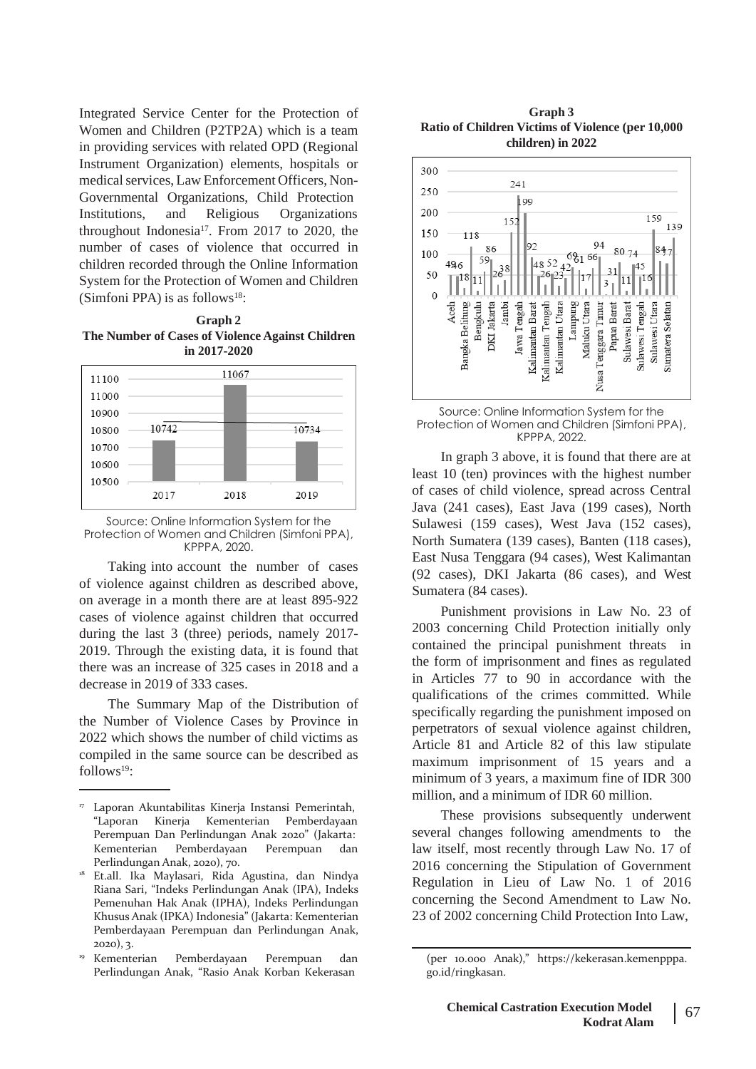Integrated Service Center for the Protection of Women and Children (P2TP2A) which is a team in providing services with related OPD (Regional Instrument Organization) elements, hospitals or medical services, Law Enforcement Officers, Non-Governmental Organizations, Child Protection Institutions, and Religious Organizations throughout Indonesia[17]. From 2017 to 2020, the number of cases of violence that occurred in children recorded through the Online Information System for the Protection of Women and Children (Simfoni PPA) is as follows[18]:

**Graph 2**
**The Number of Cases of Violence Against Children in 2017-2020**

| Year | Cases |
|---|---|
| 2017 | 10742 |
| 2018 | 11067 |
| 2019 | 10734 |

Source: Online Information System for the Protection of Women and Children (Simfoni PPA), KPPPA, 2020.

Taking into account the number of cases of violence against children as described above, on average in a month there are at least 895-922 cases of violence against children that occurred during the last 3 (three) periods, namely 2017-2019. Through the existing data, it is found that there was an increase of 325 cases in 2018 and a decrease in 2019 of 333 cases.

The Summary Map of the Distribution of the Number of Violence Cases by Province in 2022 which shows the number of child victims as compiled in the same source can be described as follows[19]:

**Graph 3**
**Ratio of Children Victims of Violence (per 10,000 children) in 2022**

Source: Online Information System for the Protection of Women and Children (Simfoni PPA), KPPPA, 2022.

In graph 3 above, it is found that there are at least 10 (ten) provinces with the highest number of cases of child violence, spread across Central Java (241 cases), East Java (199 cases), North Sulawesi (159 cases), West Java (152 cases), North Sumatera (139 cases), Banten (118 cases), East Nusa Tenggara (94 cases), West Kalimantan (92 cases), DKI Jakarta (86 cases), and West Sumatera (84 cases).

Punishment provisions in Law No. 23 of 2003 concerning Child Protection initially only contained the principal punishment threats in the form of imprisonment and fines as regulated in Articles 77 to 90 in accordance with the qualifications of the crimes committed. While specifically regarding the punishment imposed on perpetrators of sexual violence against children, Article 81 and Article 82 of this law stipulate maximum imprisonment of 15 years and a minimum of 3 years, a maximum fine of IDR 300 million, and a minimum of IDR 60 million.

These provisions subsequently underwent several changes following amendments to the law itself, most recently through Law No. 17 of 2016 concerning the Stipulation of Government Regulation in Lieu of Law No. 1 of 2016 concerning the Second Amendment to Law No. 23 of 2002 concerning Child Protection Into Law,

---

[17] Laporan Akuntabilitas Kinerja Instansi Pemerintah, "Laporan Kinerja Kementerian Pemberdayaan Perempuan Dan Perlindungan Anak 2020" (Jakarta: Kementerian Pemberdayaan Perempuan dan Perlindungan Anak, 2020), 70.

[18] Et.all. Ika Maylasari, Rida Agustina, dan Nindya Riana Sari, "Indeks Perlindungan Anak (IPA), Indeks Pemenuhan Hak Anak (IPHA), Indeks Perlindungan Khusus Anak (IPKA) Indonesia" (Jakarta: Kementerian Pemberdayaan Perempuan dan Perlindungan Anak, 2020), 3.

[19] Kementerian Pemberdayaan Perempuan dan Perlindungan Anak, "Rasio Anak Korban Kekerasan (per 10.000 Anak)," https://kekerasan.kemenpppa.go.id/ringkasan.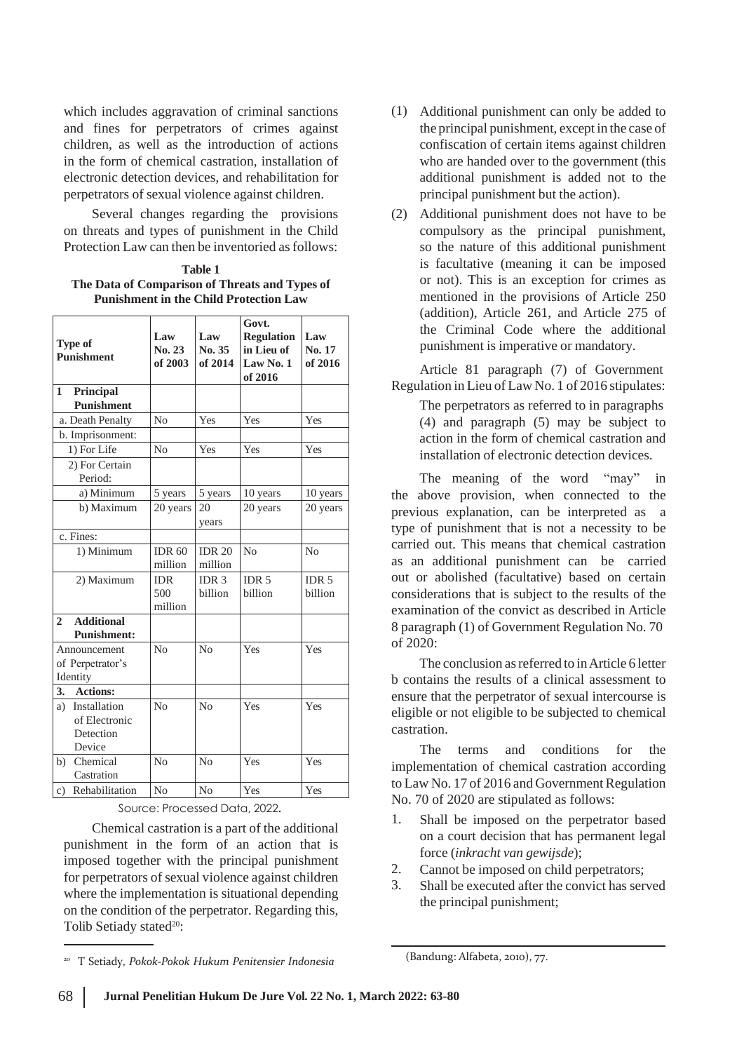which includes aggravation of criminal sanctions and fines for perpetrators of crimes against children, as well as the introduction of actions in the form of chemical castration, installation of electronic detection devices, and rehabilitation for perpetrators of sexual violence against children.

Several changes regarding the provisions on threats and types of punishment in the Child Protection Law can then be inventoried as follows:

**Table 1**
**The Data of Comparison of Threats and Types of Punishment in the Child Protection Law**

| Type of Punishment | Law No. 23 of 2003 | Law No. 35 of 2014 | Govt. Regulation in Lieu of Law No. 1 of 2016 | Law No. 17 of 2016 |
|---|---|---|---|---|
| **1 Principal Punishment** | | | | |
| a. Death Penalty | No | Yes | Yes | Yes |
| b. Imprisonment: | | | | |
| 1) For Life | No | Yes | Yes | Yes |
| 2) For Certain Period: | | | | |
| a) Minimum | 5 years | 5 years | 10 years | 10 years |
| b) Maximum | 20 years | 20 years | 20 years | 20 years |
| c. Fines: | | | | |
| 1) Minimum | IDR 60 million | IDR 20 million | No | No |
| 2) Maximum | IDR 500 million | IDR 3 billion | IDR 5 billion | IDR 5 billion |
| **2 Additional Punishment:** | | | | |
| Announcement of Perpetrator's Identity | No | No | Yes | Yes |
| **3. Actions:** | | | | |
| a) Installation of Electronic Detection Device | No | No | Yes | Yes |
| b) Chemical Castration | No | No | Yes | Yes |
| c) Rehabilitation | No | No | Yes | Yes |

Source: Processed Data, 2022.

Chemical castration is a part of the additional punishment in the form of an action that is imposed together with the principal punishment for perpetrators of sexual violence against children where the implementation is situational depending on the condition of the perpetrator. Regarding this, Tolib Setiady stated[20]:

(1) Additional punishment can only be added to the principal punishment, except in the case of confiscation of certain items against children who are handed over to the government (this additional punishment is added not to the principal punishment but the action).

(2) Additional punishment does not have to be compulsory as the principal punishment, so the nature of this additional punishment is facultative (meaning it can be imposed or not). This is an exception for crimes as mentioned in the provisions of Article 250 (addition), Article 261, and Article 275 of the Criminal Code where the additional punishment is imperative or mandatory.

Article 81 paragraph (7) of Government Regulation in Lieu of Law No. 1 of 2016 stipulates:

> The perpetrators as referred to in paragraphs (4) and paragraph (5) may be subject to action in the form of chemical castration and installation of electronic detection devices.

The meaning of the word "may" in the above provision, when connected to the previous explanation, can be interpreted as a type of punishment that is not a necessity to be carried out. This means that chemical castration as an additional punishment can be carried out or abolished (facultative) based on certain considerations that is subject to the results of the examination of the convict as described in Article 8 paragraph (1) of Government Regulation No. 70 of 2020:

> The conclusion as referred to in Article 6 letter b contains the results of a clinical assessment to ensure that the perpetrator of sexual intercourse is eligible or not eligible to be subjected to chemical castration.

The terms and conditions for the implementation of chemical castration according to Law No. 17 of 2016 and Government Regulation No. 70 of 2020 are stipulated as follows:

1. Shall be imposed on the perpetrator based on a court decision that has permanent legal force (*inkracht van gewijsde*);
2. Cannot be imposed on child perpetrators;
3. Shall be executed after the convict has served the principal punishment;

[20] T Setiady, *Pokok-Pokok Hukum Penitensier Indonesia* (Bandung: Alfabeta, 2010), 77.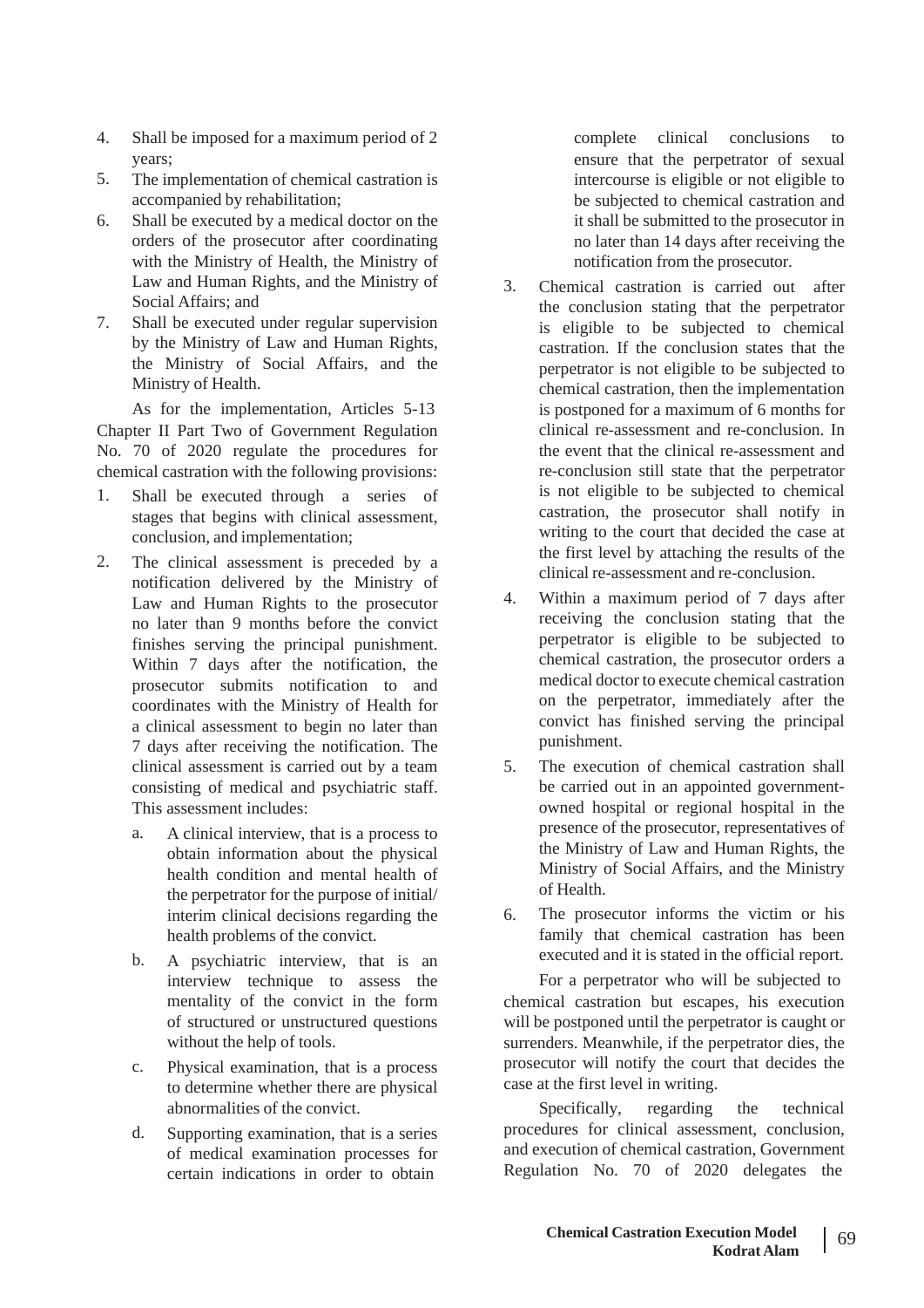4. Shall be imposed for a maximum period of 2 years;
5. The implementation of chemical castration is accompanied by rehabilitation;
6. Shall be executed by a medical doctor on the orders of the prosecutor after coordinating with the Ministry of Health, the Ministry of Law and Human Rights, and the Ministry of Social Affairs; and
7. Shall be executed under regular supervision by the Ministry of Law and Human Rights, the Ministry of Social Affairs, and the Ministry of Health.

As for the implementation, Articles 5-13 Chapter II Part Two of Government Regulation No. 70 of 2020 regulate the procedures for chemical castration with the following provisions:

1. Shall be executed through a series of stages that begins with clinical assessment, conclusion, and implementation;
2. The clinical assessment is preceded by a notification delivered by the Ministry of Law and Human Rights to the prosecutor no later than 9 months before the convict finishes serving the principal punishment. Within 7 days after the notification, the prosecutor submits notification to and coordinates with the Ministry of Health for a clinical assessment to begin no later than 7 days after receiving the notification. The clinical assessment is carried out by a team consisting of medical and psychiatric staff. This assessment includes:
   a. A clinical interview, that is a process to obtain information about the physical health condition and mental health of the perpetrator for the purpose of initial/ interim clinical decisions regarding the health problems of the convict.
   b. A psychiatric interview, that is an interview technique to assess the mentality of the convict in the form of structured or unstructured questions without the help of tools.
   c. Physical examination, that is a process to determine whether there are physical abnormalities of the convict.
   d. Supporting examination, that is a series of medical examination processes for certain indications in order to obtain complete clinical conclusions to ensure that the perpetrator of sexual intercourse is eligible or not eligible to be subjected to chemical castration and it shall be submitted to the prosecutor in no later than 14 days after receiving the notification from the prosecutor.
3. Chemical castration is carried out after the conclusion stating that the perpetrator is eligible to be subjected to chemical castration. If the conclusion states that the perpetrator is not eligible to be subjected to chemical castration, then the implementation is postponed for a maximum of 6 months for clinical re-assessment and re-conclusion. In the event that the clinical re-assessment and re-conclusion still state that the perpetrator is not eligible to be subjected to chemical castration, the prosecutor shall notify in writing to the court that decided the case at the first level by attaching the results of the clinical re-assessment and re-conclusion.
4. Within a maximum period of 7 days after receiving the conclusion stating that the perpetrator is eligible to be subjected to chemical castration, the prosecutor orders a medical doctor to execute chemical castration on the perpetrator, immediately after the convict has finished serving the principal punishment.
5. The execution of chemical castration shall be carried out in an appointed government-owned hospital or regional hospital in the presence of the prosecutor, representatives of the Ministry of Law and Human Rights, the Ministry of Social Affairs, and the Ministry of Health.
6. The prosecutor informs the victim or his family that chemical castration has been executed and it is stated in the official report.

For a perpetrator who will be subjected to chemical castration but escapes, his execution will be postponed until the perpetrator is caught or surrenders. Meanwhile, if the perpetrator dies, the prosecutor will notify the court that decides the case at the first level in writing.

Specifically, regarding the technical procedures for clinical assessment, conclusion, and execution of chemical castration, Government Regulation No. 70 of 2020 delegates the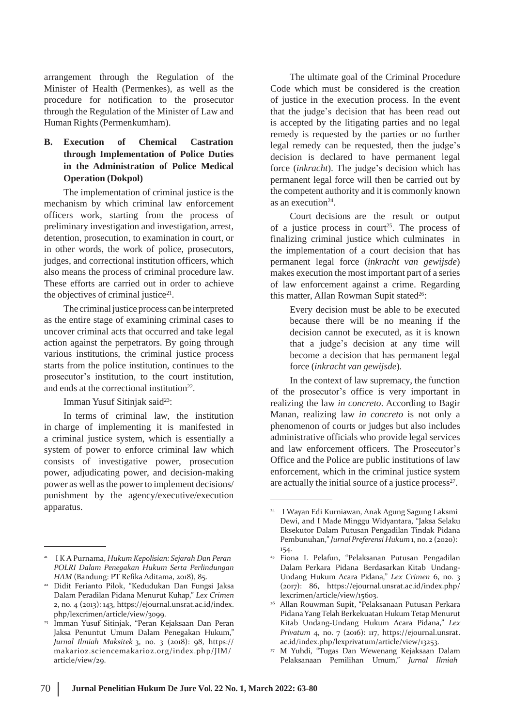arrangement through the Regulation of the Minister of Health (Permenkes), as well as the procedure for notification to the prosecutor through the Regulation of the Minister of Law and Human Rights (Permenkumham).

## B. Execution of Chemical Castration through Implementation of Police Duties in the Administration of Police Medical Operation (Dokpol)

The implementation of criminal justice is the mechanism by which criminal law enforcement officers work, starting from the process of preliminary investigation and investigation, arrest, detention, prosecution, to examination in court, or in other words, the work of police, prosecutors, judges, and correctional institution officers, which also means the process of criminal procedure law. These efforts are carried out in order to achieve the objectives of criminal justice[21].

The criminal justice process can be interpreted as the entire stage of examining criminal cases to uncover criminal acts that occurred and take legal action against the perpetrators. By going through various institutions, the criminal justice process starts from the police institution, continues to the prosecutor's institution, to the court institution, and ends at the correctional institution[22].

Imman Yusuf Sitinjak said[23]:

> In terms of criminal law, the institution in charge of implementing it is manifested in a criminal justice system, which is essentially a system of power to enforce criminal law which consists of investigative power, prosecution power, adjudicating power, and decision-making power as well as the power to implement decisions/punishment by the agency/executive/execution apparatus.

The ultimate goal of the Criminal Procedure Code which must be considered is the creation of justice in the execution process. In the event that the judge's decision that has been read out is accepted by the litigating parties and no legal remedy is requested by the parties or no further legal remedy can be requested, then the judge's decision is declared to have permanent legal force (*inkracht*). The judge's decision which has permanent legal force will then be carried out by the competent authority and it is commonly known as an execution[24].

Court decisions are the result or output of a justice process in court[25]. The process of finalizing criminal justice which culminates in the implementation of a court decision that has permanent legal force (*inkracht van gewijsde*) makes execution the most important part of a series of law enforcement against a crime. Regarding this matter, Allan Rowman Supit stated[26]:

> Every decision must be able to be executed because there will be no meaning if the decision cannot be executed, as it is known that a judge's decision at any time will become a decision that has permanent legal force (*inkracht van gewijsde*).

In the context of law supremacy, the function of the prosecutor's office is very important in realizing the law *in concreto*. According to Bagir Manan, realizing law *in concreto* is not only a phenomenon of courts or judges but also includes administrative officials who provide legal services and law enforcement officers. The Prosecutor's Office and the Police are public institutions of law enforcement, which in the criminal justice system are actually the initial source of a justice process[27].

---

[21] I K A Purnama, *Hukum Kepolisian: Sejarah Dan Peran POLRI Dalam Penegakan Hukum Serta Perlindungan HAM* (Bandung: PT Refika Aditama, 2018), 85.

[22] Didit Ferianto Pilok, "Kedudukan Dan Fungsi Jaksa Dalam Peradilan Pidana Menurut Kuhap," *Lex Crimen* 2, no. 4 (2013): 143, https://ejournal.unsrat.ac.id/index.php/lexcrimen/article/view/3099.

[23] Imman Yusuf Sitinjak, "Peran Kejaksaan Dan Peran Jaksa Penuntut Umum Dalam Penegakan Hukum," *Jurnal Ilmiah Maksitek* 3, no. 3 (2018): 98, https://makarioz.sciencemakarioz.org/index.php/JIM/article/view/29.

[24] I Wayan Edi Kurniawan, Anak Agung Sagung Laksmi Dewi, and I Made Minggu Widyantara, "Jaksa Selaku Eksekutor Dalam Putusan Pengadilan Tindak Pidana Pembunuhan," *Jurnal Preferensi Hukum* 1, no. 2 (2020): 154.

[25] Fiona L Pelafun, "Pelaksanan Putusan Pengadilan Dalam Perkara Pidana Berdasarkan Kitab Undang-Undang Hukum Acara Pidana," *Lex Crimen* 6, no. 3 (2017): 86, https://ejournal.unsrat.ac.id/index.php/lexcrimen/article/view/15603.

[26] Allan Rouwman Supit, "Pelaksanaan Putusan Perkara Pidana Yang Telah Berkekuatan Hukum Tetap Menurut Kitab Undang-Undang Hukum Acara Pidana," *Lex Privatum* 4, no. 7 (2016): 117, https://ejournal.unsrat.ac.id/index.php/lexprivatum/article/view/13253.

[27] M Yuhdi, "Tugas Dan Wewenang Kejaksaan Dalam Pelaksanaan Pemilihan Umum," *Jurnal Ilmiah*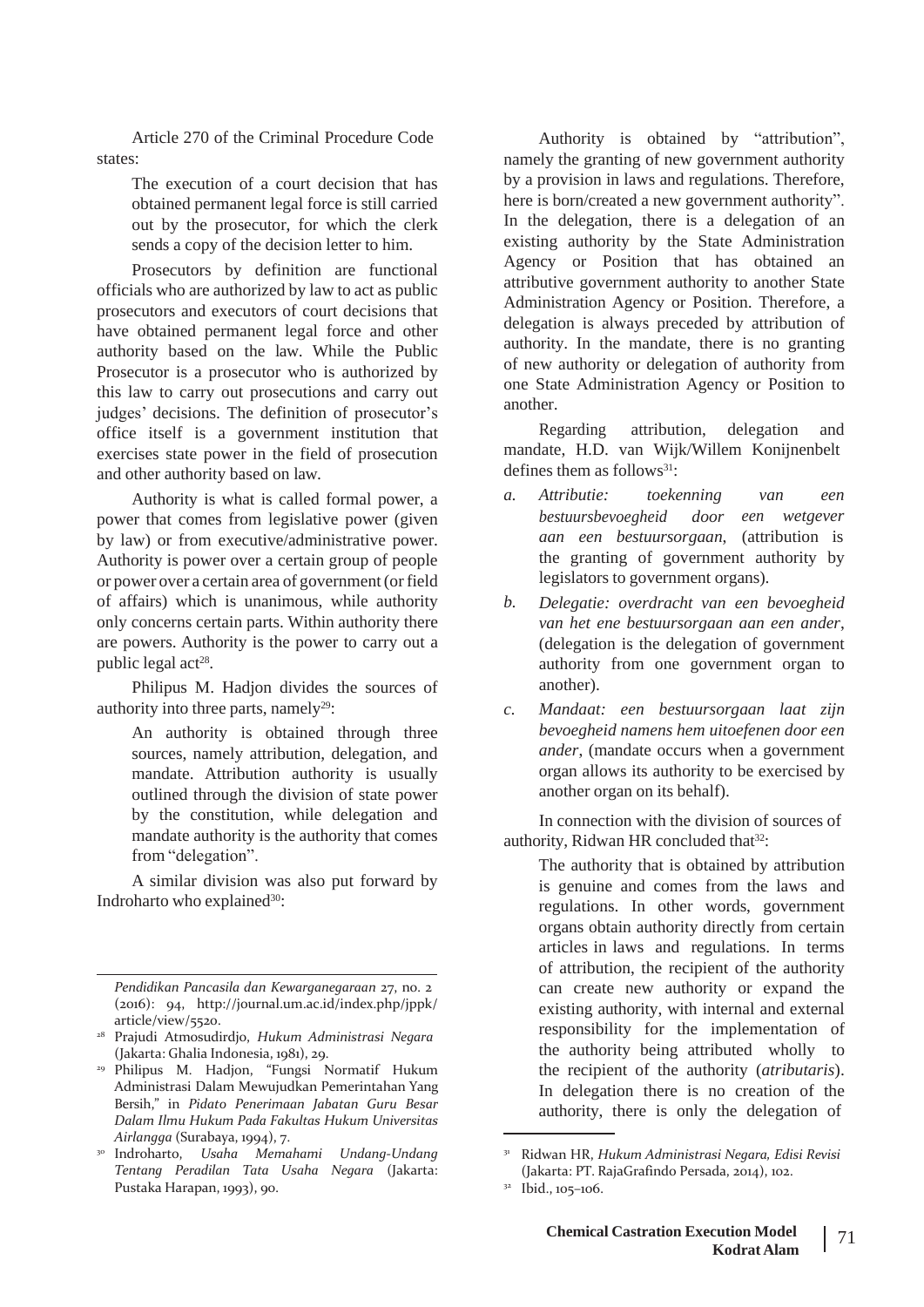Article 270 of the Criminal Procedure Code states:

> The execution of a court decision that has obtained permanent legal force is still carried out by the prosecutor, for which the clerk sends a copy of the decision letter to him.

Prosecutors by definition are functional officials who are authorized by law to act as public prosecutors and executors of court decisions that have obtained permanent legal force and other authority based on the law. While the Public Prosecutor is a prosecutor who is authorized by this law to carry out prosecutions and carry out judges' decisions. The definition of prosecutor's office itself is a government institution that exercises state power in the field of prosecution and other authority based on law.

Authority is what is called formal power, a power that comes from legislative power (given by law) or from executive/administrative power. Authority is power over a certain group of people or power over a certain area of government (or field of affairs) which is unanimous, while authority only concerns certain parts. Within authority there are powers. Authority is the power to carry out a public legal act[28].

Philipus M. Hadjon divides the sources of authority into three parts, namely[29]:

> An authority is obtained through three sources, namely attribution, delegation, and mandate. Attribution authority is usually outlined through the division of state power by the constitution, while delegation and mandate authority is the authority that comes from "delegation".

A similar division was also put forward by Indroharto who explained[30]:

> Authority is obtained by "attribution", namely the granting of new government authority by a provision in laws and regulations. Therefore, here is born/created a new government authority". In the delegation, there is a delegation of an existing authority by the State Administration Agency or Position that has obtained an attributive government authority to another State Administration Agency or Position. Therefore, a delegation is always preceded by attribution of authority. In the mandate, there is no granting of new authority or delegation of authority from one State Administration Agency or Position to another.

Regarding attribution, delegation and mandate, H.D. van Wijk/Willem Konijnenbelt defines them as follows[31]:

a. *Attributie: toekenning van een bestuursbevoegheid door een wetgever aan een bestuursorgaan*, (attribution is the granting of government authority by legislators to government organs).
b. *Delegatie: overdracht van een bevoegheid van het ene bestuursorgaan aan een ander*, (delegation is the delegation of government authority from one government organ to another).
c. *Mandaat: een bestuursorgaan laat zijn bevoegheid namens hem uitoefenen door een ander*, (mandate occurs when a government organ allows its authority to be exercised by another organ on its behalf).

In connection with the division of sources of authority, Ridwan HR concluded that[32]:

> The authority that is obtained by attribution is genuine and comes from the laws and regulations. In other words, government organs obtain authority directly from certain articles in laws and regulations. In terms of attribution, the recipient of the authority can create new authority or expand the existing authority, with internal and external responsibility for the implementation of the authority being attributed wholly to the recipient of the authority (*atributaris*). In delegation there is no creation of the authority, there is only the delegation of

---

*Pendidikan Pancasila dan Kewarganegaraan* 27, no. 2 (2016): 94, http://journal.um.ac.id/index.php/jppk/article/view/5520.

[28] Prajudi Atmosudirdjo, *Hukum Administrasi Negara* (Jakarta: Ghalia Indonesia, 1981), 29.

[29] Philipus M. Hadjon, "Fungsi Normatif Hukum Administrasi Dalam Mewujudkan Pemerintahan Yang Bersih," in *Pidato Penerimaan Jabatan Guru Besar Dalam Ilmu Hukum Pada Fakultas Hukum Universitas Airlangga* (Surabaya, 1994), 7.

[30] Indroharto, *Usaha Memahami Undang-Undang Tentang Peradilan Tata Usaha Negara* (Jakarta: Pustaka Harapan, 1993), 90.

[31] Ridwan HR, *Hukum Administrasi Negara, Edisi Revisi* (Jakarta: PT. RajaGrafindo Persada, 2014), 102.

[32] Ibid., 105–106.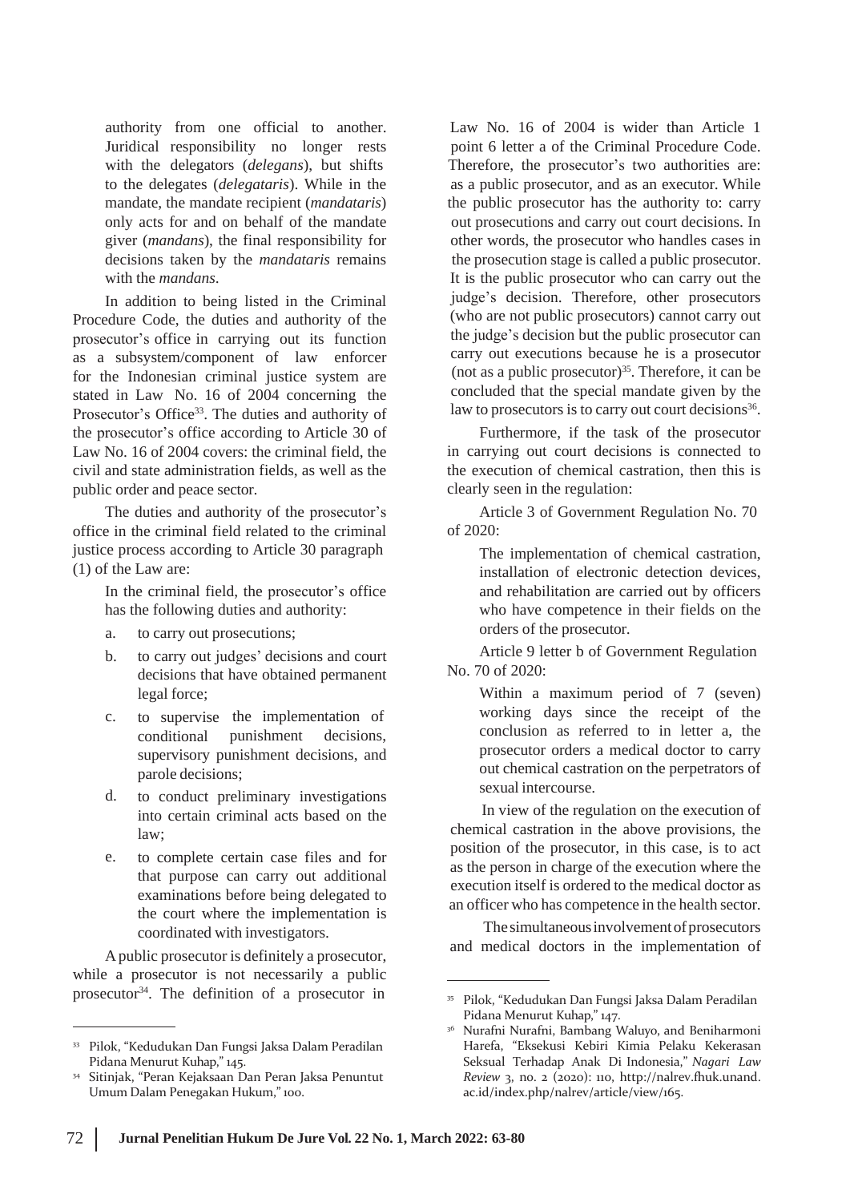authority from one official to another. Juridical responsibility no longer rests with the delegators (*delegans*), but shifts to the delegates (*delegataris*). While in the mandate, the mandate recipient (*mandataris*) only acts for and on behalf of the mandate giver (*mandans*), the final responsibility for decisions taken by the *mandataris* remains with the *mandans*.

In addition to being listed in the Criminal Procedure Code, the duties and authority of the prosecutor's office in carrying out its function as a subsystem/component of law enforcer for the Indonesian criminal justice system are stated in Law No. 16 of 2004 concerning the Prosecutor's Office[33]. The duties and authority of the prosecutor's office according to Article 30 of Law No. 16 of 2004 covers: the criminal field, the civil and state administration fields, as well as the public order and peace sector.

The duties and authority of the prosecutor's office in the criminal field related to the criminal justice process according to Article 30 paragraph (1) of the Law are:

> In the criminal field, the prosecutor's office has the following duties and authority:
>
> a. to carry out prosecutions;
>
> b. to carry out judges' decisions and court decisions that have obtained permanent legal force;
>
> c. to supervise the implementation of conditional punishment decisions, supervisory punishment decisions, and parole decisions;
>
> d. to conduct preliminary investigations into certain criminal acts based on the law;
>
> e. to complete certain case files and for that purpose can carry out additional examinations before being delegated to the court where the implementation is coordinated with investigators.

A public prosecutor is definitely a prosecutor, while a prosecutor is not necessarily a public prosecutor[34]. The definition of a prosecutor in Law No. 16 of 2004 is wider than Article 1 point 6 letter a of the Criminal Procedure Code. Therefore, the prosecutor's two authorities are: as a public prosecutor, and as an executor. While the public prosecutor has the authority to: carry out prosecutions and carry out court decisions. In other words, the prosecutor who handles cases in the prosecution stage is called a public prosecutor. It is the public prosecutor who can carry out the judge's decision. Therefore, other prosecutors (who are not public prosecutors) cannot carry out the judge's decision but the public prosecutor can carry out executions because he is a prosecutor (not as a public prosecutor)[35]. Therefore, it can be concluded that the special mandate given by the law to prosecutors is to carry out court decisions[36].

Furthermore, if the task of the prosecutor in carrying out court decisions is connected to the execution of chemical castration, then this is clearly seen in the regulation:

Article 3 of Government Regulation No. 70 of 2020:

> The implementation of chemical castration, installation of electronic detection devices, and rehabilitation are carried out by officers who have competence in their fields on the orders of the prosecutor.

Article 9 letter b of Government Regulation No. 70 of 2020:

> Within a maximum period of 7 (seven) working days since the receipt of the conclusion as referred to in letter a, the prosecutor orders a medical doctor to carry out chemical castration on the perpetrators of sexual intercourse.

In view of the regulation on the execution of chemical castration in the above provisions, the position of the prosecutor, in this case, is to act as the person in charge of the execution where the execution itself is ordered to the medical doctor as an officer who has competence in the health sector.

The simultaneous involvement of prosecutors and medical doctors in the implementation of

---

[33] Pilok, "Kedudukan Dan Fungsi Jaksa Dalam Peradilan Pidana Menurut Kuhap," 145.

[34] Sitinjak, "Peran Kejaksaan Dan Peran Jaksa Penuntut Umum Dalam Penegakan Hukum," 100.

[35] Pilok, "Kedudukan Dan Fungsi Jaksa Dalam Peradilan Pidana Menurut Kuhap," 147.

[36] Nurafni Nurafni, Bambang Waluyo, and Beniharmoni Harefa, "Eksekusi Kebiri Kimia Pelaku Kekerasan Seksual Terhadap Anak Di Indonesia," *Nagari Law Review* 3, no. 2 (2020): 110, http://nalrev.fhuk.unand.ac.id/index.php/nalrev/article/view/165.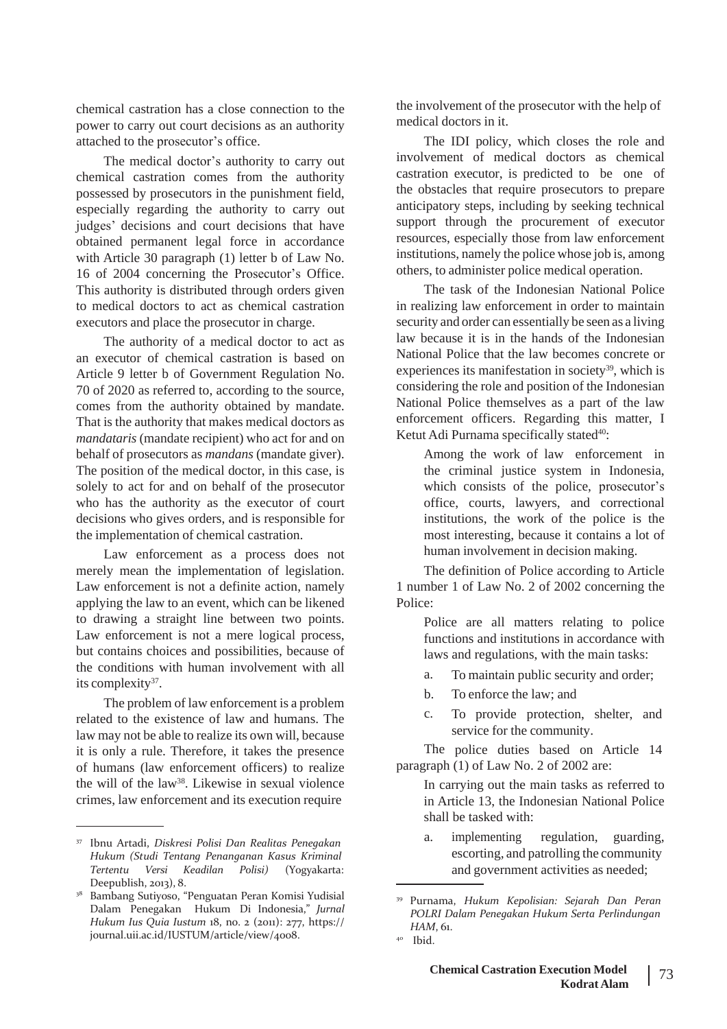chemical castration has a close connection to the power to carry out court decisions as an authority attached to the prosecutor's office.

The medical doctor's authority to carry out chemical castration comes from the authority possessed by prosecutors in the punishment field, especially regarding the authority to carry out judges' decisions and court decisions that have obtained permanent legal force in accordance with Article 30 paragraph (1) letter b of Law No. 16 of 2004 concerning the Prosecutor's Office. This authority is distributed through orders given to medical doctors to act as chemical castration executors and place the prosecutor in charge.

The authority of a medical doctor to act as an executor of chemical castration is based on Article 9 letter b of Government Regulation No. 70 of 2020 as referred to, according to the source, comes from the authority obtained by mandate. That is the authority that makes medical doctors as *mandataris* (mandate recipient) who act for and on behalf of prosecutors as *mandans* (mandate giver). The position of the medical doctor, in this case, is solely to act for and on behalf of the prosecutor who has the authority as the executor of court decisions who gives orders, and is responsible for the implementation of chemical castration.

Law enforcement as a process does not merely mean the implementation of legislation. Law enforcement is not a definite action, namely applying the law to an event, which can be likened to drawing a straight line between two points. Law enforcement is not a mere logical process, but contains choices and possibilities, because of the conditions with human involvement with all its complexity[37].

The problem of law enforcement is a problem related to the existence of law and humans. The law may not be able to realize its own will, because it is only a rule. Therefore, it takes the presence of humans (law enforcement officers) to realize the will of the law[38]. Likewise in sexual violence crimes, law enforcement and its execution require the involvement of the prosecutor with the help of medical doctors in it.

The IDI policy, which closes the role and involvement of medical doctors as chemical castration executor, is predicted to be one of the obstacles that require prosecutors to prepare anticipatory steps, including by seeking technical support through the procurement of executor resources, especially those from law enforcement institutions, namely the police whose job is, among others, to administer police medical operation.

The task of the Indonesian National Police in realizing law enforcement in order to maintain security and order can essentially be seen as a living law because it is in the hands of the Indonesian National Police that the law becomes concrete or experiences its manifestation in society[39], which is considering the role and position of the Indonesian National Police themselves as a part of the law enforcement officers. Regarding this matter, I Ketut Adi Purnama specifically stated[40]:

> Among the work of law enforcement in the criminal justice system in Indonesia, which consists of the police, prosecutor's office, courts, lawyers, and correctional institutions, the work of the police is the most interesting, because it contains a lot of human involvement in decision making.

The definition of Police according to Article 1 number 1 of Law No. 2 of 2002 concerning the Police:

> Police are all matters relating to police functions and institutions in accordance with laws and regulations, with the main tasks:
>
> a. To maintain public security and order;
> b. To enforce the law; and
> c. To provide protection, shelter, and service for the community.

The police duties based on Article 14 paragraph (1) of Law No. 2 of 2002 are:

> In carrying out the main tasks as referred to in Article 13, the Indonesian National Police shall be tasked with:
>
> a. implementing regulation, guarding, escorting, and patrolling the community and government activities as needed;

---

[37] Ibnu Artadi, *Diskresi Polisi Dan Realitas Penegakan Hukum (Studi Tentang Penanganan Kasus Kriminal Tertentu Versi Keadilan Polisi)* (Yogyakarta: Deepublish, 2013), 8.

[38] Bambang Sutiyoso, "Penguatan Peran Komisi Yudisial Dalam Penegakan Hukum Di Indonesia," *Jurnal Hukum Ius Quia Iustum* 18, no. 2 (2011): 277, https://journal.uii.ac.id/IUSTUM/article/view/4008.

[39] Purnama, *Hukum Kepolisian: Sejarah Dan Peran POLRI Dalam Penegakan Hukum Serta Perlindungan HAM*, 61.

[40] Ibid.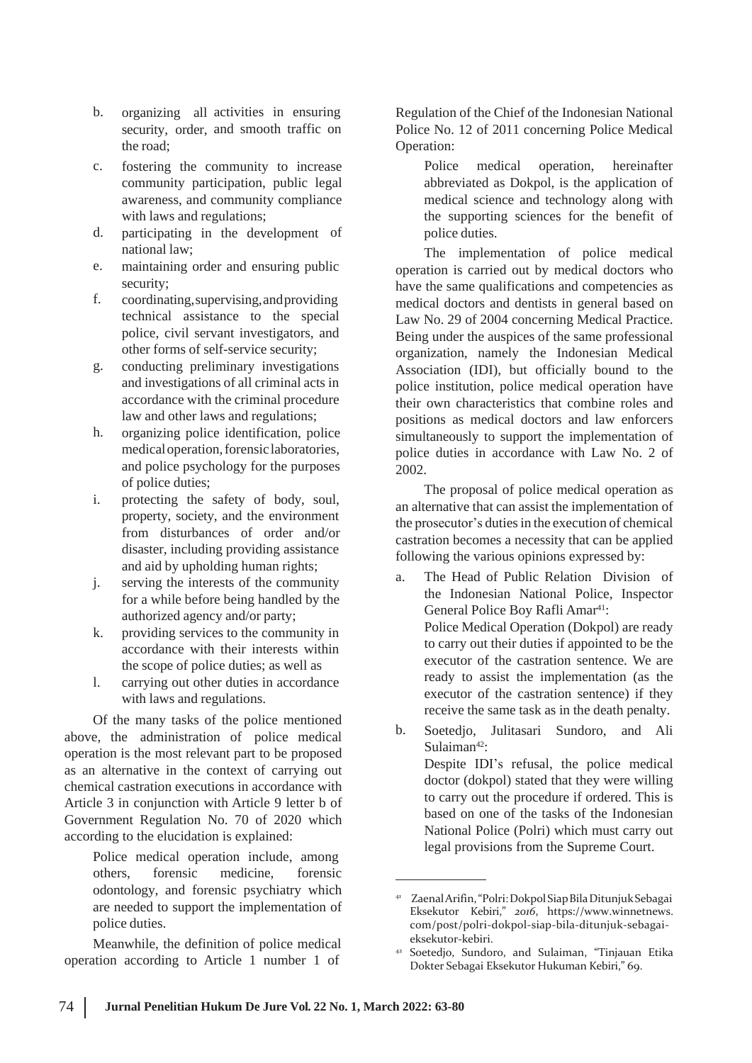b. organizing all activities in ensuring security, order, and smooth traffic on the road;
c. fostering the community to increase community participation, public legal awareness, and community compliance with laws and regulations;
d. participating in the development of national law;
e. maintaining order and ensuring public security;
f. coordinating, supervising, and providing technical assistance to the special police, civil servant investigators, and other forms of self-service security;
g. conducting preliminary investigations and investigations of all criminal acts in accordance with the criminal procedure law and other laws and regulations;
h. organizing police identification, police medical operation, forensic laboratories, and police psychology for the purposes of police duties;
i. protecting the safety of body, soul, property, society, and the environment from disturbances of order and/or disaster, including providing assistance and aid by upholding human rights;
j. serving the interests of the community for a while before being handled by the authorized agency and/or party;
k. providing services to the community in accordance with their interests within the scope of police duties; as well as
l. carrying out other duties in accordance with laws and regulations.

Of the many tasks of the police mentioned above, the administration of police medical operation is the most relevant part to be proposed as an alternative in the context of carrying out chemical castration executions in accordance with Article 3 in conjunction with Article 9 letter b of Government Regulation No. 70 of 2020 which according to the elucidation is explained:

> Police medical operation include, among others, forensic medicine, forensic odontology, and forensic psychiatry which are needed to support the implementation of police duties.

Meanwhile, the definition of police medical operation according to Article 1 number 1 of Regulation of the Chief of the Indonesian National Police No. 12 of 2011 concerning Police Medical Operation:

> Police medical operation, hereinafter abbreviated as Dokpol, is the application of medical science and technology along with the supporting sciences for the benefit of police duties.

The implementation of police medical operation is carried out by medical doctors who have the same qualifications and competencies as medical doctors and dentists in general based on Law No. 29 of 2004 concerning Medical Practice. Being under the auspices of the same professional organization, namely the Indonesian Medical Association (IDI), but officially bound to the police institution, police medical operation have their own characteristics that combine roles and positions as medical doctors and law enforcers simultaneously to support the implementation of police duties in accordance with Law No. 2 of 2002.

The proposal of police medical operation as an alternative that can assist the implementation of the prosecutor's duties in the execution of chemical castration becomes a necessity that can be applied following the various opinions expressed by:

a. The Head of Public Relation Division of the Indonesian National Police, Inspector General Police Boy Rafli Amar[41]:

   Police Medical Operation (Dokpol) are ready to carry out their duties if appointed to be the executor of the castration sentence. We are ready to assist the implementation (as the executor of the castration sentence) if they receive the same task as in the death penalty.

b. Soetedjo, Julitasari Sundoro, and Ali Sulaiman[42]:

   Despite IDI's refusal, the police medical doctor (dokpol) stated that they were willing to carry out the procedure if ordered. This is based on one of the tasks of the Indonesian National Police (Polri) which must carry out legal provisions from the Supreme Court.

---

[41] Zaenal Arifin, "Polri: Dokpol Siap Bila Ditunjuk Sebagai Eksekutor Kebiri," *2016*, https://www.winnetnews.com/post/polri-dokpol-siap-bila-ditunjuk-sebagai-eksekutor-kebiri.

[42] Soetedjo, Sundoro, and Sulaiman, "Tinjauan Etika Dokter Sebagai Eksekutor Hukuman Kebiri," 69.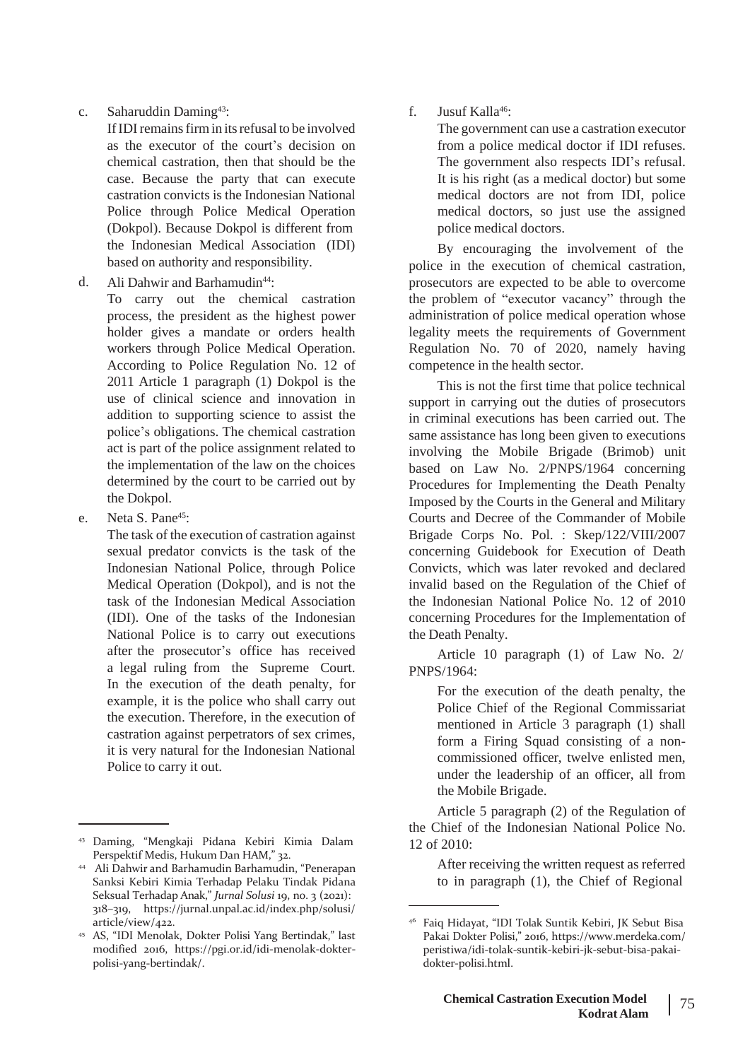c. Saharuddin Daming[43]:

If IDI remains firm in its refusal to be involved as the executor of the court's decision on chemical castration, then that should be the case. Because the party that can execute castration convicts is the Indonesian National Police through Police Medical Operation (Dokpol). Because Dokpol is different from the Indonesian Medical Association (IDI) based on authority and responsibility.

d. Ali Dahwir and Barhamudin[44]:

To carry out the chemical castration process, the president as the highest power holder gives a mandate or orders health workers through Police Medical Operation. According to Police Regulation No. 12 of 2011 Article 1 paragraph (1) Dokpol is the use of clinical science and innovation in addition to supporting science to assist the police's obligations. The chemical castration act is part of the police assignment related to the implementation of the law on the choices determined by the court to be carried out by the Dokpol.

e. Neta S. Pane[45]:

The task of the execution of castration against sexual predator convicts is the task of the Indonesian National Police, through Police Medical Operation (Dokpol), and is not the task of the Indonesian Medical Association (IDI). One of the tasks of the Indonesian National Police is to carry out executions after the prosecutor's office has received a legal ruling from the Supreme Court. In the execution of the death penalty, for example, it is the police who shall carry out the execution. Therefore, in the execution of castration against perpetrators of sex crimes, it is very natural for the Indonesian National Police to carry it out.

f. Jusuf Kalla[46]:

The government can use a castration executor from a police medical doctor if IDI refuses. The government also respects IDI's refusal. It is his right (as a medical doctor) but some medical doctors are not from IDI, police medical doctors, so just use the assigned police medical doctors.

By encouraging the involvement of the police in the execution of chemical castration, prosecutors are expected to be able to overcome the problem of "executor vacancy" through the administration of police medical operation whose legality meets the requirements of Government Regulation No. 70 of 2020, namely having competence in the health sector.

This is not the first time that police technical support in carrying out the duties of prosecutors in criminal executions has been carried out. The same assistance has long been given to executions involving the Mobile Brigade (Brimob) unit based on Law No. 2/PNPS/1964 concerning Procedures for Implementing the Death Penalty Imposed by the Courts in the General and Military Courts and Decree of the Commander of Mobile Brigade Corps No. Pol. : Skep/122/VIII/2007 concerning Guidebook for Execution of Death Convicts, which was later revoked and declared invalid based on the Regulation of the Chief of the Indonesian National Police No. 12 of 2010 concerning Procedures for the Implementation of the Death Penalty.

Article 10 paragraph (1) of Law No. 2/PNPS/1964:

> For the execution of the death penalty, the Police Chief of the Regional Commissariat mentioned in Article 3 paragraph (1) shall form a Firing Squad consisting of a non-commissioned officer, twelve enlisted men, under the leadership of an officer, all from the Mobile Brigade.

Article 5 paragraph (2) of the Regulation of the Chief of the Indonesian National Police No. 12 of 2010:

> After receiving the written request as referred to in paragraph (1), the Chief of Regional

---

[43] Daming, "Mengkaji Pidana Kebiri Kimia Dalam Perspektif Medis, Hukum Dan HAM," 32.

[44] Ali Dahwir and Barhamudin Barhamudin, "Penerapan Sanksi Kebiri Kimia Terhadap Pelaku Tindak Pidana Seksual Terhadap Anak," *Jurnal Solusi* 19, no. 3 (2021): 318–319, https://jurnal.unpal.ac.id/index.php/solusi/article/view/422.

[45] AS, "IDI Menolak, Dokter Polisi Yang Bertindak," last modified 2016, https://pgi.or.id/idi-menolak-dokter-polisi-yang-bertindak/.

[46] Faiq Hidayat, "IDI Tolak Suntik Kebiri, JK Sebut Bisa Pakai Dokter Polisi," 2016, https://www.merdeka.com/peristiwa/idi-tolak-suntik-kebiri-jk-sebut-bisa-pakai-dokter-polisi.html.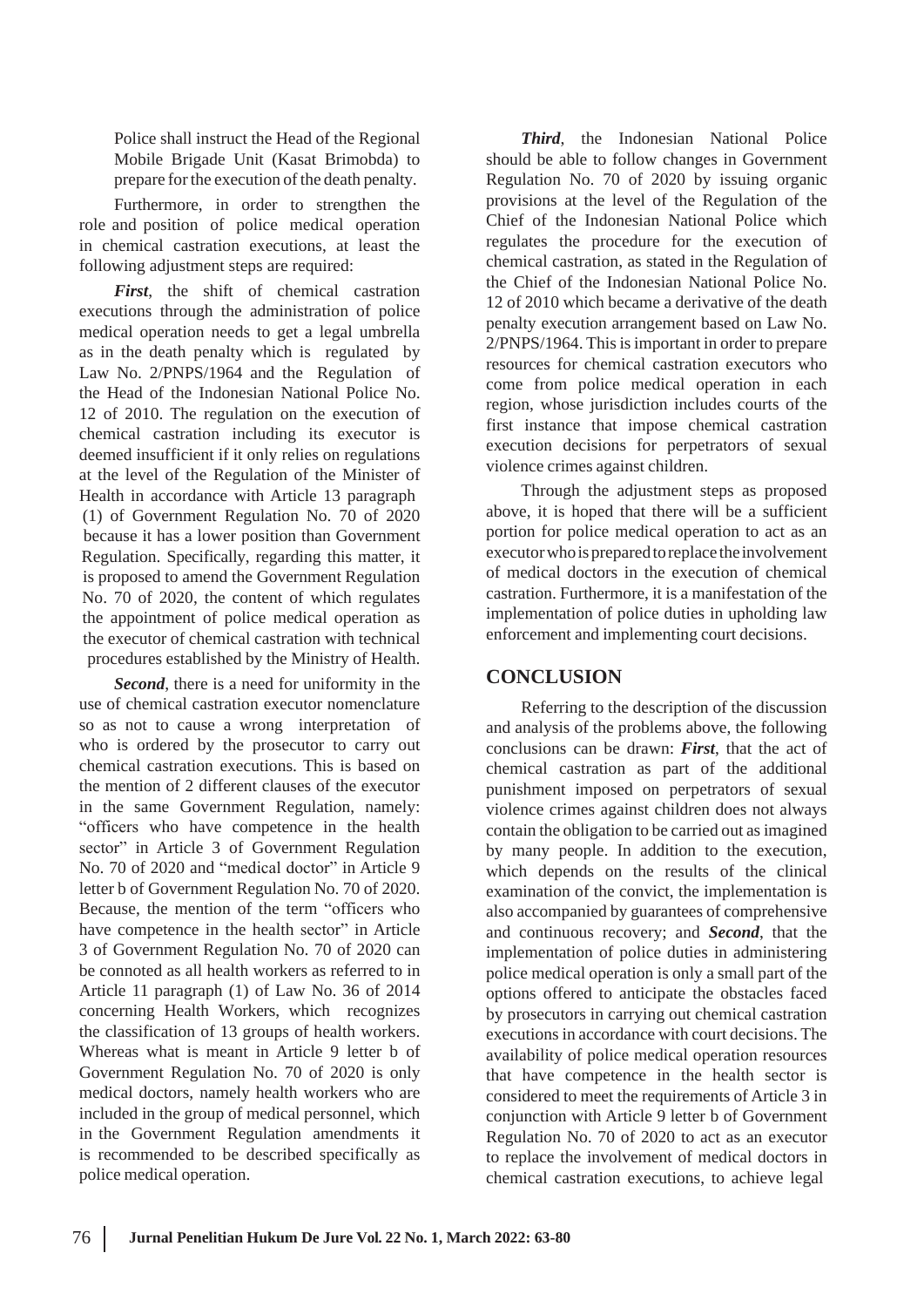Police shall instruct the Head of the Regional Mobile Brigade Unit (Kasat Brimobda) to prepare for the execution of the death penalty.

Furthermore, in order to strengthen the role and position of police medical operation in chemical castration executions, at least the following adjustment steps are required:

***First***, the shift of chemical castration executions through the administration of police medical operation needs to get a legal umbrella as in the death penalty which is regulated by Law No. 2/PNPS/1964 and the Regulation of the Head of the Indonesian National Police No. 12 of 2010. The regulation on the execution of chemical castration including its executor is deemed insufficient if it only relies on regulations at the level of the Regulation of the Minister of Health in accordance with Article 13 paragraph (1) of Government Regulation No. 70 of 2020 because it has a lower position than Government Regulation. Specifically, regarding this matter, it is proposed to amend the Government Regulation No. 70 of 2020, the content of which regulates the appointment of police medical operation as the executor of chemical castration with technical procedures established by the Ministry of Health.

***Second***, there is a need for uniformity in the use of chemical castration executor nomenclature so as not to cause a wrong interpretation of who is ordered by the prosecutor to carry out chemical castration executions. This is based on the mention of 2 different clauses of the executor in the same Government Regulation, namely: "officers who have competence in the health sector" in Article 3 of Government Regulation No. 70 of 2020 and "medical doctor" in Article 9 letter b of Government Regulation No. 70 of 2020. Because, the mention of the term "officers who have competence in the health sector" in Article 3 of Government Regulation No. 70 of 2020 can be connoted as all health workers as referred to in Article 11 paragraph (1) of Law No. 36 of 2014 concerning Health Workers, which recognizes the classification of 13 groups of health workers. Whereas what is meant in Article 9 letter b of Government Regulation No. 70 of 2020 is only medical doctors, namely health workers who are included in the group of medical personnel, which in the Government Regulation amendments it is recommended to be described specifically as police medical operation.

***Third***, the Indonesian National Police should be able to follow changes in Government Regulation No. 70 of 2020 by issuing organic provisions at the level of the Regulation of the Chief of the Indonesian National Police which regulates the procedure for the execution of chemical castration, as stated in the Regulation of the Chief of the Indonesian National Police No. 12 of 2010 which became a derivative of the death penalty execution arrangement based on Law No. 2/PNPS/1964. This is important in order to prepare resources for chemical castration executors who come from police medical operation in each region, whose jurisdiction includes courts of the first instance that impose chemical castration execution decisions for perpetrators of sexual violence crimes against children.

Through the adjustment steps as proposed above, it is hoped that there will be a sufficient portion for police medical operation to act as an executor who is prepared to replace the involvement of medical doctors in the execution of chemical castration. Furthermore, it is a manifestation of the implementation of police duties in upholding law enforcement and implementing court decisions.

## CONCLUSION

Referring to the description of the discussion and analysis of the problems above, the following conclusions can be drawn: ***First***, that the act of chemical castration as part of the additional punishment imposed on perpetrators of sexual violence crimes against children does not always contain the obligation to be carried out as imagined by many people. In addition to the execution, which depends on the results of the clinical examination of the convict, the implementation is also accompanied by guarantees of comprehensive and continuous recovery; and ***Second***, that the implementation of police duties in administering police medical operation is only a small part of the options offered to anticipate the obstacles faced by prosecutors in carrying out chemical castration executions in accordance with court decisions. The availability of police medical operation resources that have competence in the health sector is considered to meet the requirements of Article 3 in conjunction with Article 9 letter b of Government Regulation No. 70 of 2020 to act as an executor to replace the involvement of medical doctors in chemical castration executions, to achieve legal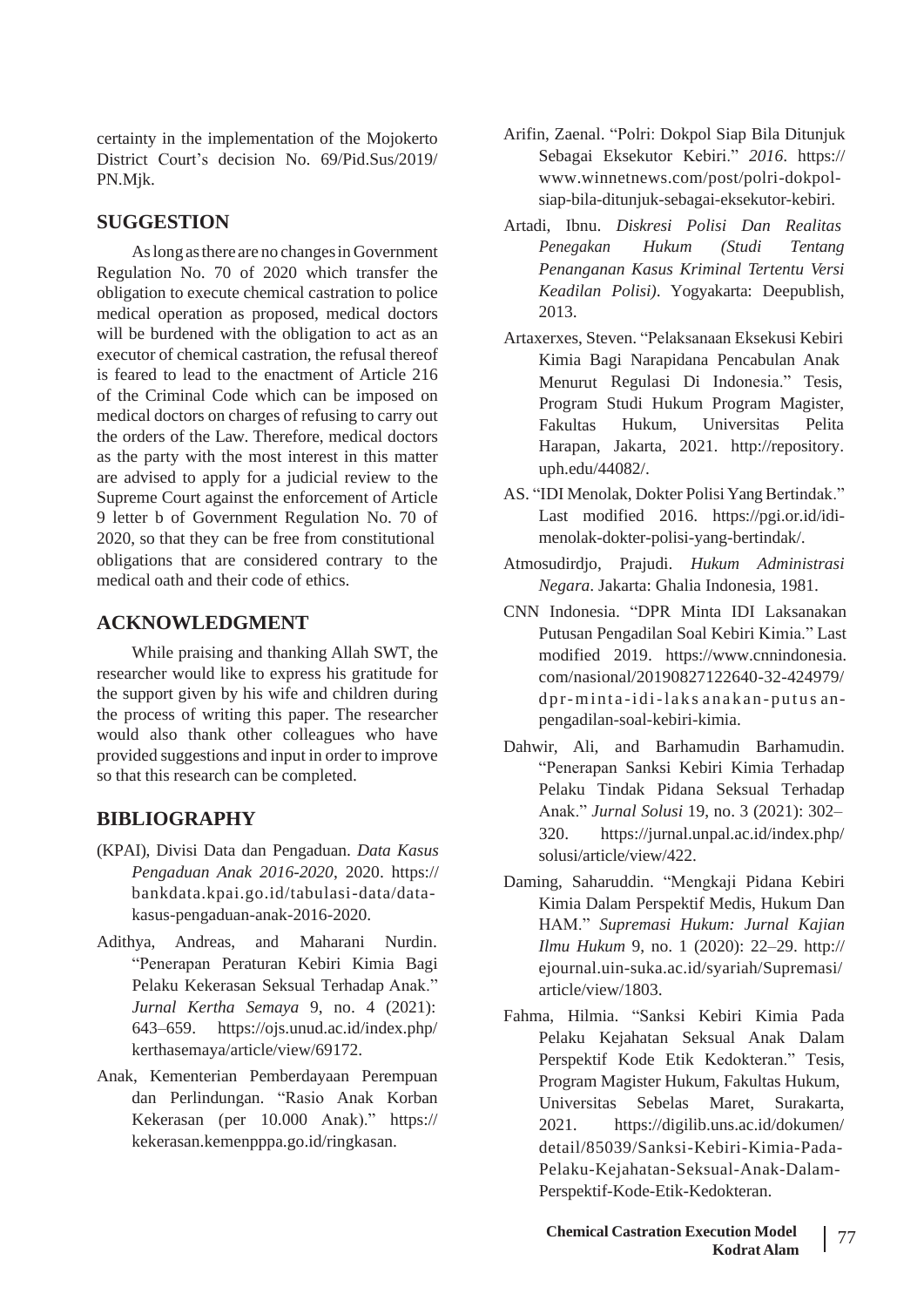certainty in the implementation of the Mojokerto District Court's decision No. 69/Pid.Sus/2019/PN.Mjk.

## SUGGESTION

As long as there are no changes in Government Regulation No. 70 of 2020 which transfer the obligation to execute chemical castration to police medical operation as proposed, medical doctors will be burdened with the obligation to act as an executor of chemical castration, the refusal thereof is feared to lead to the enactment of Article 216 of the Criminal Code which can be imposed on medical doctors on charges of refusing to carry out the orders of the Law. Therefore, medical doctors as the party with the most interest in this matter are advised to apply for a judicial review to the Supreme Court against the enforcement of Article 9 letter b of Government Regulation No. 70 of 2020, so that they can be free from constitutional obligations that are considered contrary to the medical oath and their code of ethics.

## ACKNOWLEDGMENT

While praising and thanking Allah SWT, the researcher would like to express his gratitude for the support given by his wife and children during the process of writing this paper. The researcher would also thank other colleagues who have provided suggestions and input in order to improve so that this research can be completed.

## BIBLIOGRAPHY

(KPAI), Divisi Data dan Pengaduan. *Data Kasus Pengaduan Anak 2016-2020*, 2020. https://bankdata.kpai.go.id/tabulasi-data/data-kasus-pengaduan-anak-2016-2020.

Adithya, Andreas, and Maharani Nurdin. "Penerapan Peraturan Kebiri Kimia Bagi Pelaku Kekerasan Seksual Terhadap Anak." *Jurnal Kertha Semaya* 9, no. 4 (2021): 643–659. https://ojs.unud.ac.id/index.php/kerthasemaya/article/view/69172.

Anak, Kementerian Pemberdayaan Perempuan dan Perlindungan. "Rasio Anak Korban Kekerasan (per 10.000 Anak)." https://kekerasan.kemenpppa.go.id/ringkasan.

Arifin, Zaenal. "Polri: Dokpol Siap Bila Ditunjuk Sebagai Eksekutor Kebiri." *2016*. https://www.winnetnews.com/post/polri-dokpol-siap-bila-ditunjuk-sebagai-eksekutor-kebiri.

Artadi, Ibnu. *Diskresi Polisi Dan Realitas Penegakan Hukum (Studi Tentang Penanganan Kasus Kriminal Tertentu Versi Keadilan Polisi)*. Yogyakarta: Deepublish, 2013.

Artaxerxes, Steven. "Pelaksanaan Eksekusi Kebiri Kimia Bagi Narapidana Pencabulan Anak Menurut Regulasi Di Indonesia." Tesis, Program Studi Hukum Program Magister, Fakultas Hukum, Universitas Pelita Harapan, Jakarta, 2021. http://repository.uph.edu/44082/.

AS. "IDI Menolak, Dokter Polisi Yang Bertindak." Last modified 2016. https://pgi.or.id/idi-menolak-dokter-polisi-yang-bertindak/.

Atmosudirdjo, Prajudi. *Hukum Administrasi Negara*. Jakarta: Ghalia Indonesia, 1981.

CNN Indonesia. "DPR Minta IDI Laksanakan Putusan Pengadilan Soal Kebiri Kimia." Last modified 2019. https://www.cnnindonesia.com/nasional/20190827122640-32-424979/dpr-minta-idi-laks anakan-putus an-pengadilan-soal-kebiri-kimia.

Dahwir, Ali, and Barhamudin Barhamudin. "Penerapan Sanksi Kebiri Kimia Terhadap Pelaku Tindak Pidana Seksual Terhadap Anak." *Jurnal Solusi* 19, no. 3 (2021): 302–320. https://jurnal.unpal.ac.id/index.php/solusi/article/view/422.

Daming, Saharuddin. "Mengkaji Pidana Kebiri Kimia Dalam Perspektif Medis, Hukum Dan HAM." *Supremasi Hukum: Jurnal Kajian Ilmu Hukum* 9, no. 1 (2020): 22–29. http://ejournal.uin-suka.ac.id/syariah/Supremasi/article/view/1803.

Fahma, Hilmia. "Sanksi Kebiri Kimia Pada Pelaku Kejahatan Seksual Anak Dalam Perspektif Kode Etik Kedokteran." Tesis, Program Magister Hukum, Fakultas Hukum, Universitas Sebelas Maret, Surakarta, 2021. https://digilib.uns.ac.id/dokumen/detail/85039/Sanksi-Kebiri-Kimia-Pada-Pelaku-Kejahatan-Seksual-Anak-Dalam-Perspektif-Kode-Etik-Kedokteran.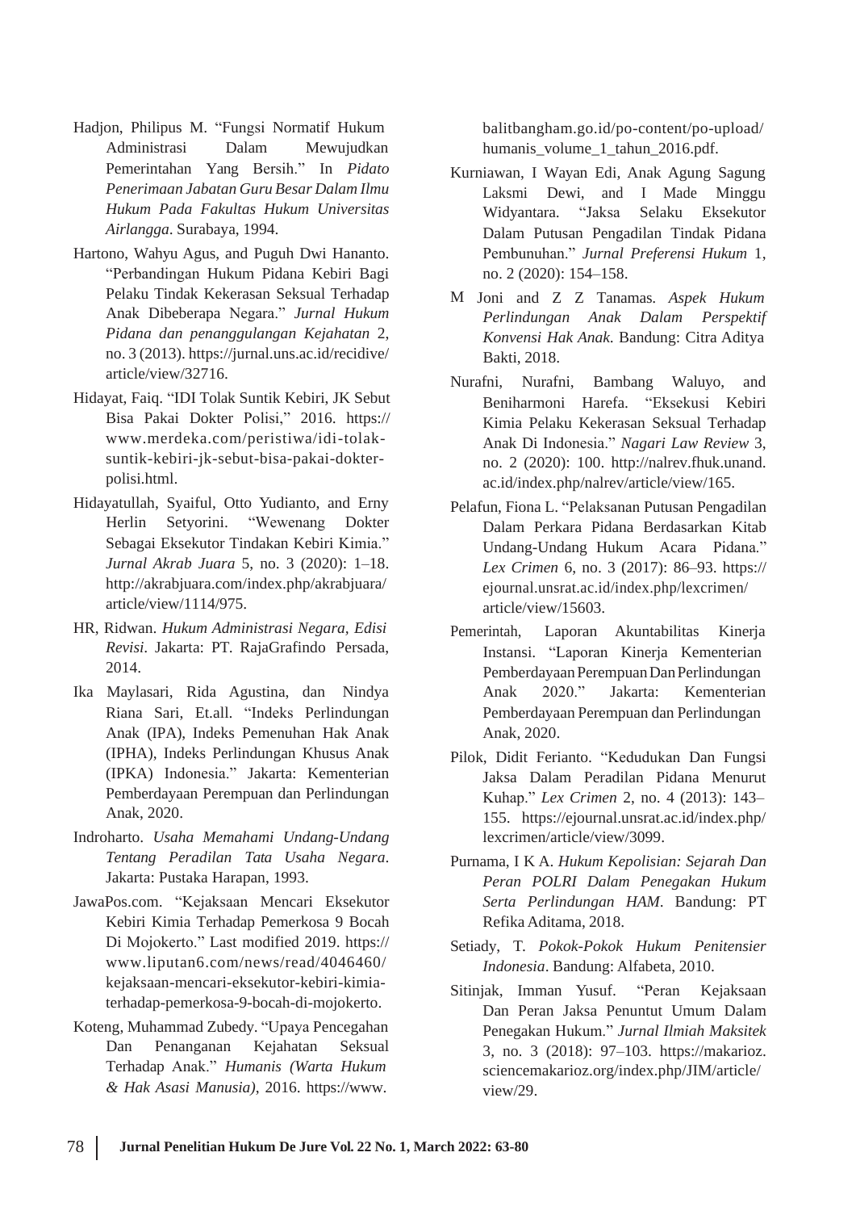Hadjon, Philipus M. "Fungsi Normatif Hukum Administrasi Dalam Mewujudkan Pemerintahan Yang Bersih." In *Pidato Penerimaan Jabatan Guru Besar Dalam Ilmu Hukum Pada Fakultas Hukum Universitas Airlangga*. Surabaya, 1994.

Hartono, Wahyu Agus, and Puguh Dwi Hananto. "Perbandingan Hukum Pidana Kebiri Bagi Pelaku Tindak Kekerasan Seksual Terhadap Anak Dibeberapa Negara." *Jurnal Hukum Pidana dan penanggulangan Kejahatan* 2, no. 3 (2013). https://jurnal.uns.ac.id/recidive/article/view/32716.

Hidayat, Faiq. "IDI Tolak Suntik Kebiri, JK Sebut Bisa Pakai Dokter Polisi," 2016. https://www.merdeka.com/peristiwa/idi-tolak-suntik-kebiri-jk-sebut-bisa-pakai-dokter-polisi.html.

Hidayatullah, Syaiful, Otto Yudianto, and Erny Herlin Setyorini. "Wewenang Dokter Sebagai Eksekutor Tindakan Kebiri Kimia." *Jurnal Akrab Juara* 5, no. 3 (2020): 1–18. http://akrabjuara.com/index.php/akrabjuara/article/view/1114/975.

HR, Ridwan. *Hukum Administrasi Negara, Edisi Revisi*. Jakarta: PT. RajaGrafindo Persada, 2014.

Ika Maylasari, Rida Agustina, dan Nindya Riana Sari, Et.all. "Indeks Perlindungan Anak (IPA), Indeks Pemenuhan Hak Anak (IPHA), Indeks Perlindungan Khusus Anak (IPKA) Indonesia." Jakarta: Kementerian Pemberdayaan Perempuan dan Perlindungan Anak, 2020.

Indroharto. *Usaha Memahami Undang-Undang Tentang Peradilan Tata Usaha Negara*. Jakarta: Pustaka Harapan, 1993.

JawaPos.com. "Kejaksaan Mencari Eksekutor Kebiri Kimia Terhadap Pemerkosa 9 Bocah Di Mojokerto." Last modified 2019. https://www.liputan6.com/news/read/4046460/kejaksaan-mencari-eksekutor-kebiri-kimia-terhadap-pemerkosa-9-bocah-di-mojokerto.

Koteng, Muhammad Zubedy. "Upaya Pencegahan Dan Penanganan Kejahatan Seksual Terhadap Anak." *Humanis (Warta Hukum & Hak Asasi Manusia)*, 2016. https://www.balitbangham.go.id/po-content/po-upload/humanis_volume_1_tahun_2016.pdf.

Kurniawan, I Wayan Edi, Anak Agung Sagung Laksmi Dewi, and I Made Minggu Widyantara. "Jaksa Selaku Eksekutor Dalam Putusan Pengadilan Tindak Pidana Pembunuhan." *Jurnal Preferensi Hukum* 1, no. 2 (2020): 154–158.

M Joni and Z Z Tanamas. *Aspek Hukum Perlindungan Anak Dalam Perspektif Konvensi Hak Anak*. Bandung: Citra Aditya Bakti, 2018.

Nurafni, Nurafni, Bambang Waluyo, and Beniharmoni Harefa. "Eksekusi Kebiri Kimia Pelaku Kekerasan Seksual Terhadap Anak Di Indonesia." *Nagari Law Review* 3, no. 2 (2020): 100. http://nalrev.fhuk.unand.ac.id/index.php/nalrev/article/view/165.

Pelafun, Fiona L. "Pelaksanan Putusan Pengadilan Dalam Perkara Pidana Berdasarkan Kitab Undang-Undang Hukum Acara Pidana." *Lex Crimen* 6, no. 3 (2017): 86–93. https://ejournal.unsrat.ac.id/index.php/lexcrimen/article/view/15603.

Pemerintah, Laporan Akuntabilitas Kinerja Instansi. "Laporan Kinerja Kementerian Pemberdayaan Perempuan Dan Perlindungan Anak 2020." Jakarta: Kementerian Pemberdayaan Perempuan dan Perlindungan Anak, 2020.

Pilok, Didit Ferianto. "Kedudukan Dan Fungsi Jaksa Dalam Peradilan Pidana Menurut Kuhap." *Lex Crimen* 2, no. 4 (2013): 143–155. https://ejournal.unsrat.ac.id/index.php/lexcrimen/article/view/3099.

Purnama, I K A. *Hukum Kepolisian: Sejarah Dan Peran POLRI Dalam Penegakan Hukum Serta Perlindungan HAM*. Bandung: PT Refika Aditama, 2018.

Setiady, T. *Pokok-Pokok Hukum Penitensier Indonesia*. Bandung: Alfabeta, 2010.

Sitinjak, Imman Yusuf. "Peran Kejaksaan Dan Peran Jaksa Penuntut Umum Dalam Penegakan Hukum." *Jurnal Ilmiah Maksitek* 3, no. 3 (2018): 97–103. https://makarioz.sciencemakarioz.org/index.php/JIM/article/view/29.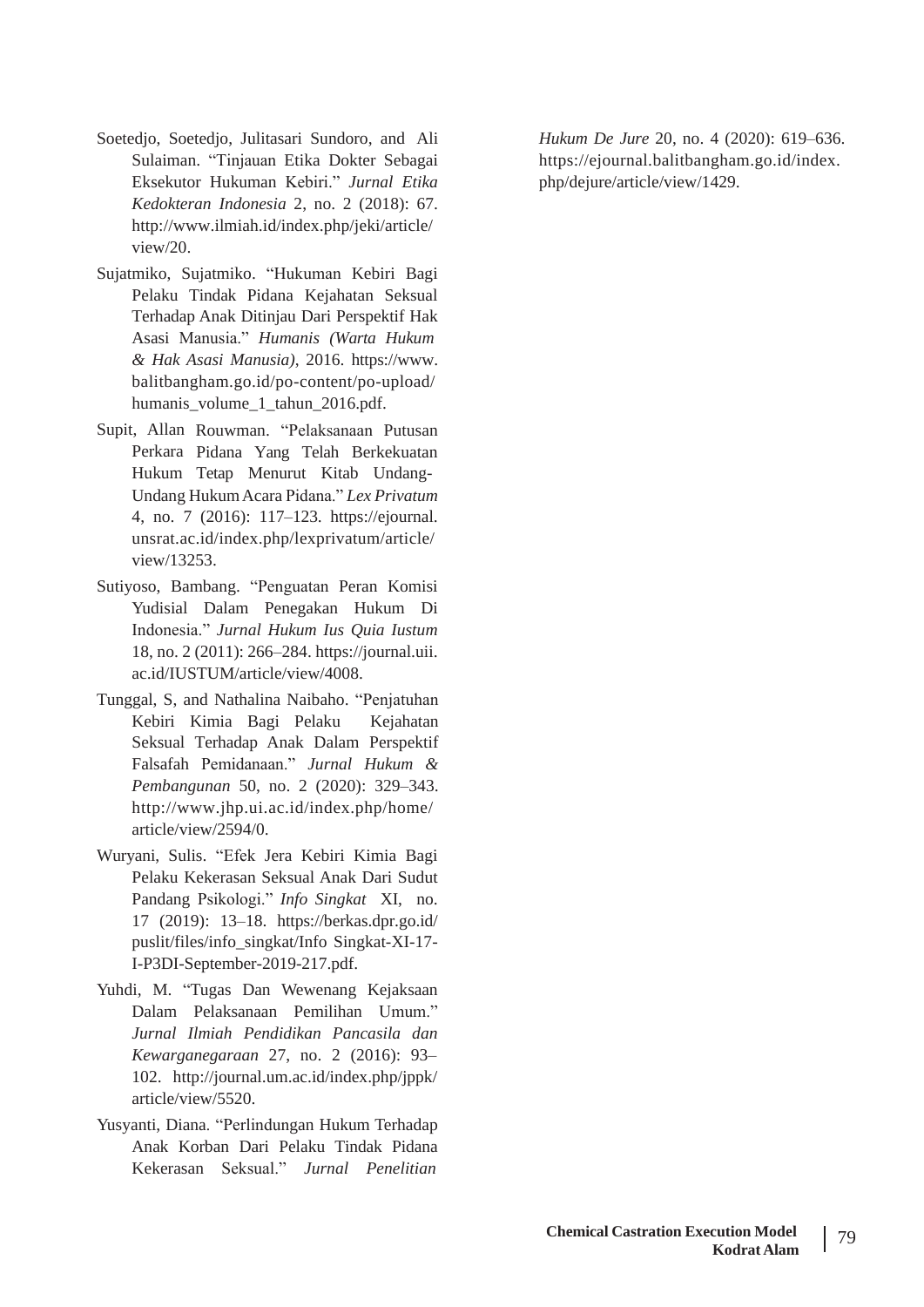Soetedjo, Soetedjo, Julitasari Sundoro, and Ali Sulaiman. "Tinjauan Etika Dokter Sebagai Eksekutor Hukuman Kebiri." *Jurnal Etika Kedokteran Indonesia* 2, no. 2 (2018): 67. http://www.ilmiah.id/index.php/jeki/article/view/20.

Sujatmiko, Sujatmiko. "Hukuman Kebiri Bagi Pelaku Tindak Pidana Kejahatan Seksual Terhadap Anak Ditinjau Dari Perspektif Hak Asasi Manusia." *Humanis (Warta Hukum & Hak Asasi Manusia)*, 2016. https://www.balitbangham.go.id/po-content/po-upload/humanis_volume_1_tahun_2016.pdf.

Supit, Allan Rouwman. "Pelaksanaan Putusan Perkara Pidana Yang Telah Berkekuatan Hukum Tetap Menurut Kitab Undang-Undang Hukum Acara Pidana." *Lex Privatum* 4, no. 7 (2016): 117–123. https://ejournal.unsrat.ac.id/index.php/lexprivatum/article/view/13253.

Sutiyoso, Bambang. "Penguatan Peran Komisi Yudisial Dalam Penegakan Hukum Di Indonesia." *Jurnal Hukum Ius Quia Iustum* 18, no. 2 (2011): 266–284. https://journal.uii.ac.id/IUSTUM/article/view/4008.

Tunggal, S, and Nathalina Naibaho. "Penjatuhan Kebiri Kimia Bagi Pelaku Kejahatan Seksual Terhadap Anak Dalam Perspektif Falsafah Pemidanaan." *Jurnal Hukum & Pembangunan* 50, no. 2 (2020): 329–343. http://www.jhp.ui.ac.id/index.php/home/article/view/2594/0.

Wuryani, Sulis. "Efek Jera Kebiri Kimia Bagi Pelaku Kekerasan Seksual Anak Dari Sudut Pandang Psikologi." *Info Singkat* XI, no. 17 (2019): 13–18. https://berkas.dpr.go.id/puslit/files/info_singkat/Info Singkat-XI-17-I-P3DI-September-2019-217.pdf.

Yuhdi, M. "Tugas Dan Wewenang Kejaksaan Dalam Pelaksanaan Pemilihan Umum." *Jurnal Ilmiah Pendidikan Pancasila dan Kewarganegaraan* 27, no. 2 (2016): 93–102. http://journal.um.ac.id/index.php/jppk/article/view/5520.

Yusyanti, Diana. "Perlindungan Hukum Terhadap Anak Korban Dari Pelaku Tindak Pidana Kekerasan Seksual." *Jurnal Penelitian Hukum De Jure* 20, no. 4 (2020): 619–636. https://ejournal.balitbangham.go.id/index.php/dejure/article/view/1429.